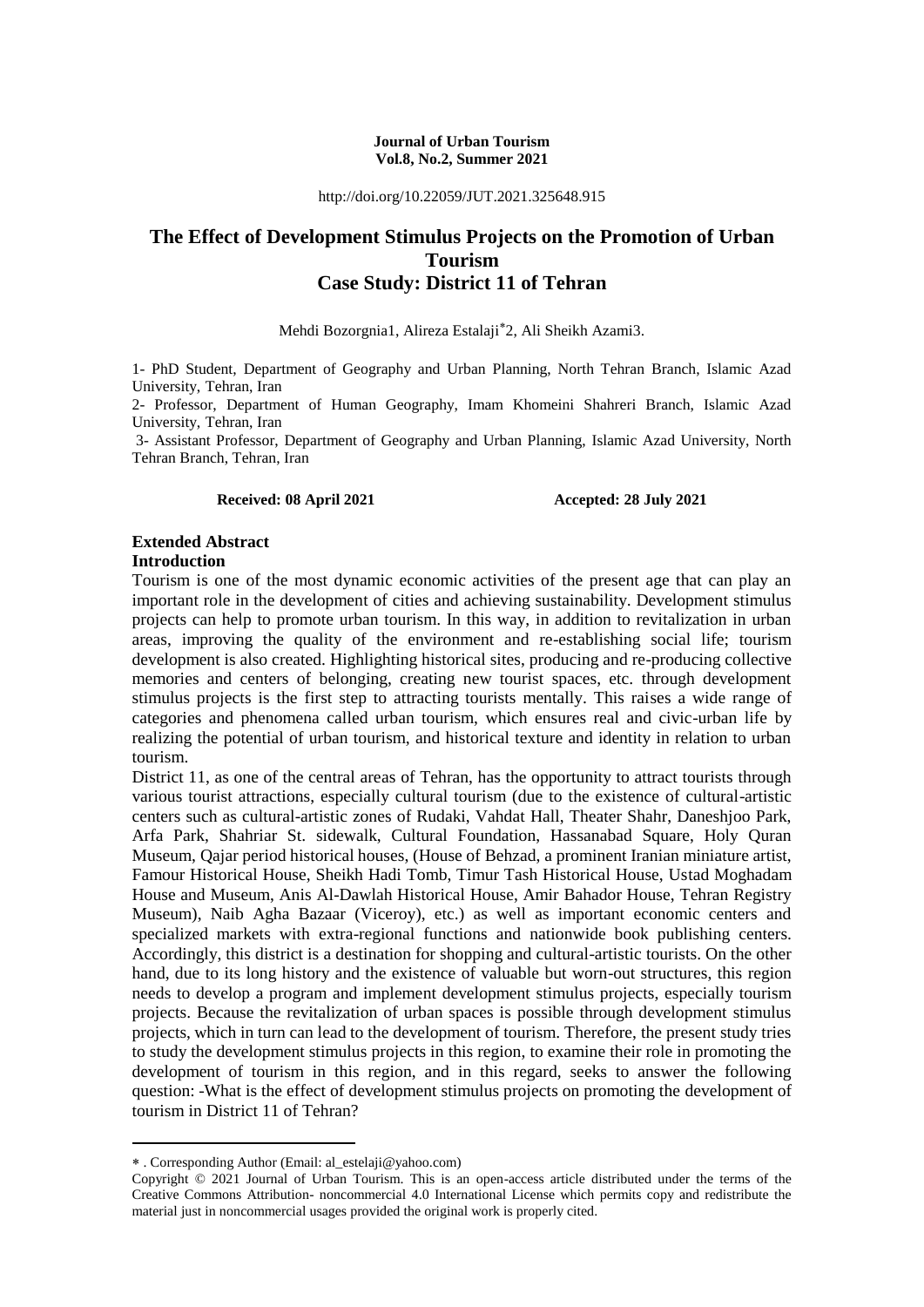**Journal of Urban Tourism**
**Vol.8, No.2, Summer 2021**

http://doi.org/10.22059/JUT.2021.325648.915

# The Effect of Development Stimulus Projects on the Promotion of Urban Tourism Case Study: District 11 of Tehran

Mehdi Bozorgnia1, Alireza Estalaji*2, Ali Sheikh Azami3.

1- PhD Student, Department of Geography and Urban Planning, North Tehran Branch, Islamic Azad University, Tehran, Iran

2- Professor, Department of Human Geography, Imam Khomeini Shahreri Branch, Islamic Azad University, Tehran, Iran

3- Assistant Professor, Department of Geography and Urban Planning, Islamic Azad University, North Tehran Branch, Tehran, Iran

**Received: 08 April 2021** **Accepted: 28 July 2021**

## Extended Abstract

### Introduction

Tourism is one of the most dynamic economic activities of the present age that can play an important role in the development of cities and achieving sustainability. Development stimulus projects can help to promote urban tourism. In this way, in addition to revitalization in urban areas, improving the quality of the environment and re-establishing social life; tourism development is also created. Highlighting historical sites, producing and re-producing collective memories and centers of belonging, creating new tourist spaces, etc. through development stimulus projects is the first step to attracting tourists mentally. This raises a wide range of categories and phenomena called urban tourism, which ensures real and civic-urban life by realizing the potential of urban tourism, and historical texture and identity in relation to urban tourism.

District 11, as one of the central areas of Tehran, has the opportunity to attract tourists through various tourist attractions, especially cultural tourism (due to the existence of cultural-artistic centers such as cultural-artistic zones of Rudaki, Vahdat Hall, Theater Shahr, Daneshjoo Park, Arfa Park, Shahriar St. sidewalk, Cultural Foundation, Hassanabad Square, Holy Quran Museum, Qajar period historical houses, (House of Behzad, a prominent Iranian miniature artist, Famour Historical House, Sheikh Hadi Tomb, Timur Tash Historical House, Ustad Moghadam House and Museum, Anis Al-Dawlah Historical House, Amir Bahador House, Tehran Registry Museum), Naib Agha Bazaar (Viceroy), etc.) as well as important economic centers and specialized markets with extra-regional functions and nationwide book publishing centers. Accordingly, this district is a destination for shopping and cultural-artistic tourists. On the other hand, due to its long history and the existence of valuable but worn-out structures, this region needs to develop a program and implement development stimulus projects, especially tourism projects. Because the revitalization of urban spaces is possible through development stimulus projects, which in turn can lead to the development of tourism. Therefore, the present study tries to study the development stimulus projects in this region, to examine their role in promoting the development of tourism in this region, and in this regard, seeks to answer the following question: -What is the effect of development stimulus projects on promoting the development of tourism in District 11 of Tehran?

---

* . Corresponding Author (Email: al_estelaji@yahoo.com)

Copyright © 2021 Journal of Urban Tourism. This is an open-access article distributed under the terms of the Creative Commons Attribution- noncommercial 4.0 International License which permits copy and redistribute the material just in noncommercial usages provided the original work is properly cited.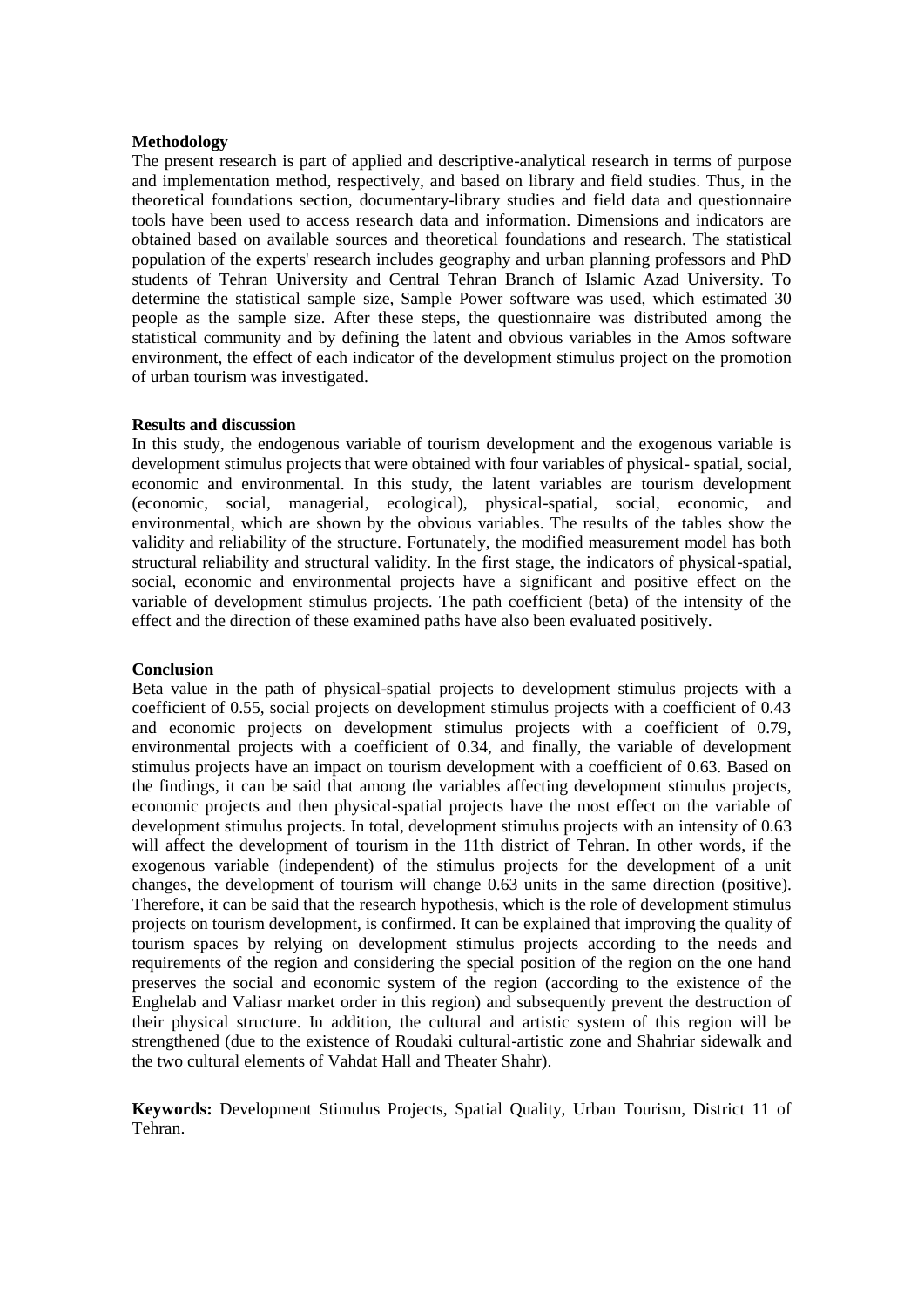**Methodology**

The present research is part of applied and descriptive-analytical research in terms of purpose and implementation method, respectively, and based on library and field studies. Thus, in the theoretical foundations section, documentary-library studies and field data and questionnaire tools have been used to access research data and information. Dimensions and indicators are obtained based on available sources and theoretical foundations and research. The statistical population of the experts' research includes geography and urban planning professors and PhD students of Tehran University and Central Tehran Branch of Islamic Azad University. To determine the statistical sample size, Sample Power software was used, which estimated 30 people as the sample size. After these steps, the questionnaire was distributed among the statistical community and by defining the latent and obvious variables in the Amos software environment, the effect of each indicator of the development stimulus project on the promotion of urban tourism was investigated.

**Results and discussion**

In this study, the endogenous variable of tourism development and the exogenous variable is development stimulus projects that were obtained with four variables of physical- spatial, social, economic and environmental. In this study, the latent variables are tourism development (economic, social, managerial, ecological), physical-spatial, social, economic, and environmental, which are shown by the obvious variables. The results of the tables show the validity and reliability of the structure. Fortunately, the modified measurement model has both structural reliability and structural validity. In the first stage, the indicators of physical-spatial, social, economic and environmental projects have a significant and positive effect on the variable of development stimulus projects. The path coefficient (beta) of the intensity of the effect and the direction of these examined paths have also been evaluated positively.

**Conclusion**

Beta value in the path of physical-spatial projects to development stimulus projects with a coefficient of 0.55, social projects on development stimulus projects with a coefficient of 0.43 and economic projects on development stimulus projects with a coefficient of 0.79, environmental projects with a coefficient of 0.34, and finally, the variable of development stimulus projects have an impact on tourism development with a coefficient of 0.63. Based on the findings, it can be said that among the variables affecting development stimulus projects, economic projects and then physical-spatial projects have the most effect on the variable of development stimulus projects. In total, development stimulus projects with an intensity of 0.63 will affect the development of tourism in the 11th district of Tehran. In other words, if the exogenous variable (independent) of the stimulus projects for the development of a unit changes, the development of tourism will change 0.63 units in the same direction (positive). Therefore, it can be said that the research hypothesis, which is the role of development stimulus projects on tourism development, is confirmed. It can be explained that improving the quality of tourism spaces by relying on development stimulus projects according to the needs and requirements of the region and considering the special position of the region on the one hand preserves the social and economic system of the region (according to the existence of the Enghelab and Valiasr market order in this region) and subsequently prevent the destruction of their physical structure. In addition, the cultural and artistic system of this region will be strengthened (due to the existence of Roudaki cultural-artistic zone and Shahriar sidewalk and the two cultural elements of Vahdat Hall and Theater Shahr).

**Keywords:** Development Stimulus Projects, Spatial Quality, Urban Tourism, District 11 of Tehran.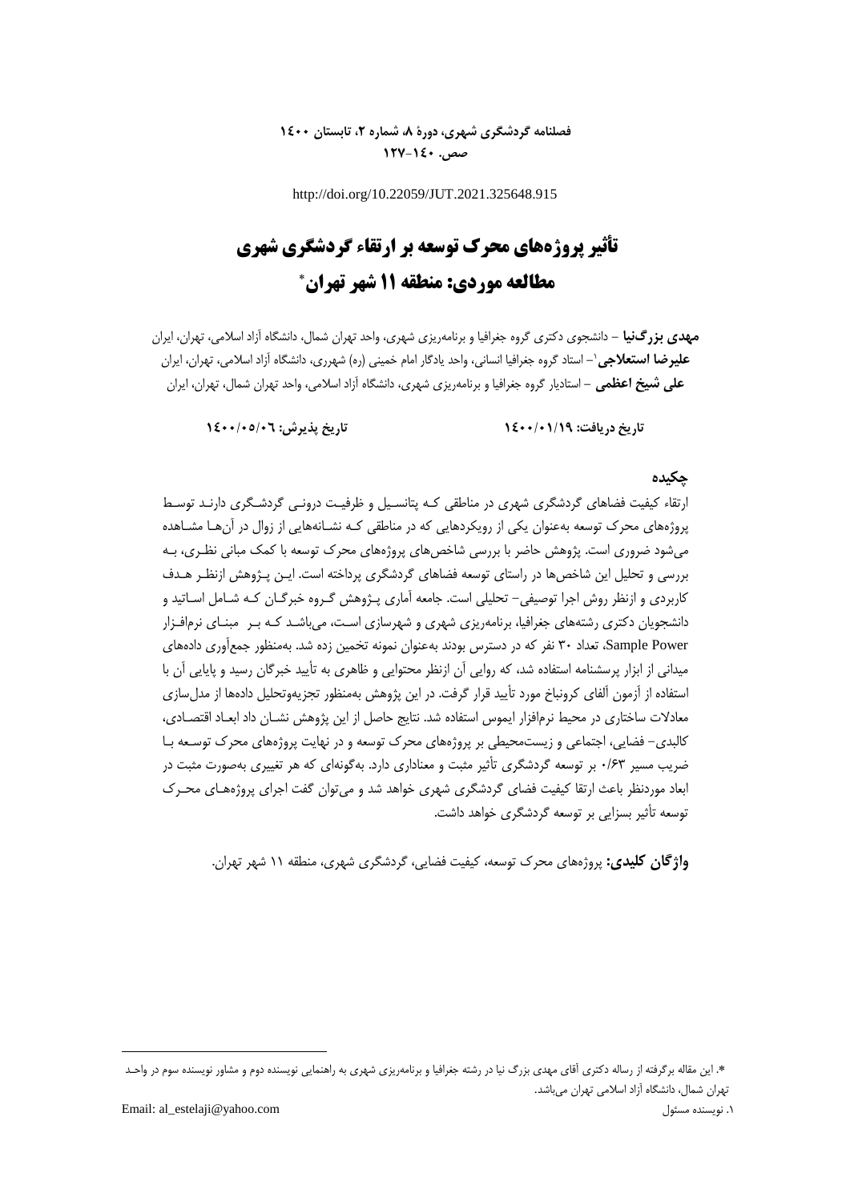http://doi.org/10.22059/JUT.2021.325648.915

# تأثیر پروژه‌های محرک توسعه بر ارتقاء گردشگری شهری مطالعه موردی: منطقه ۱۱ شهر تهران*

**مهدی بزرگ‌نیا** – دانشجوی دکتری گروه جغرافیا و برنامه‌ریزی شهری، واحد تهران شمال، دانشگاه آزاد اسلامی، تهران، ایران
**علیرضا استعلاجی**[1] – استاد گروه جغرافیا انسانی، واحد یادگار امام خمینی (ره) شهرری، دانشگاه آزاد اسلامی، تهران، ایران
**علی شیخ اعظمی** – استادیار گروه جغرافیا و برنامه‌ریزی شهری، دانشگاه آزاد اسلامی، واحد تهران شمال، تهران، ایران

**تاریخ دریافت: ۱۴۰۰/۰۱/۱۹** **تاریخ پذیرش: ۱۴۰۰/۰۵/۰۶**

## چکیده

ارتقاء کیفیت فضاهای گردشگری شهری در مناطقی که پتانسیل و ظرفیت درونی گردشگری دارند توسط پروژه‌های محرک توسعه به‌عنوان یکی از رویکردهایی که در مناطقی که نشانه‌هایی از زوال در آن‌ها مشاهده می‌شود ضروری است. پژوهش حاضر با بررسی شاخص‌های پروژه‌های محرک توسعه با کمک مبانی نظری، به بررسی و تحلیل این شاخص‌ها در راستای توسعه فضاهای گردشگری پرداخته است. این پژوهش ازنظر هدف کاربردی و ازنظر روش اجرا توصیفی- تحلیلی است. جامعه آماری پژوهش گروه خبرگان که شامل اساتید و دانشجویان دکتری رشته‌های جغرافیا، برنامه‌ریزی شهری و شهرسازی است، می‌باشد که بر مبنای نرم‌افزار Sample Power، تعداد ۳۰ نفر که در دسترس بودند به‌عنوان نمونه تخمین زده شد. به‌منظور جمع‌آوری داده‌های میدانی از ابزار پرسشنامه استفاده شد، که روایی آن ازنظر محتوایی و ظاهری به تأیید خبرگان رسید و پایایی آن با استفاده از آزمون آلفای کرونباخ مورد تأیید قرار گرفت. در این پژوهش به‌منظور تجزیه‌وتحلیل داده‌ها از مدل‌سازی معادلات ساختاری در محیط نرم‌افزار ایموس استفاده شد. نتایج حاصل از این پژوهش نشان داد ابعاد اقتصادی، کالبدی- فضایی، اجتماعی و زیست‌محیطی بر پروژه‌های محرک توسعه و در نهایت پروژه‌های محرک توسعه با ضریب مسیر ۰/۶۳ بر توسعه گردشگری تأثیر مثبت و معناداری دارد. به‌گونه‌ای که هر تغییری به‌صورت مثبت در ابعاد موردنظر باعث ارتقا کیفیت فضای گردشگری شهری خواهد شد و می‌توان گفت اجرای پروژه‌های محرک توسعه تأثیر بسزایی بر توسعه گردشگری خواهد داشت.

**واژگان کلیدی:** پروژه‌های محرک توسعه، کیفیت فضایی، گردشگری شهری، منطقه ۱۱ شهر تهران.

---

*. این مقاله برگرفته از رساله دکتری آقای مهدی بزرگ نیا در رشته جغرافیا و برنامه‌ریزی شهری به راهنمایی نویسنده دوم و مشاور نویسنده سوم در واحد تهران شمال، دانشگاه آزاد اسلامی تهران می‌باشد.

[1]. نویسنده مسئول Email: al_estelaji@yahoo.com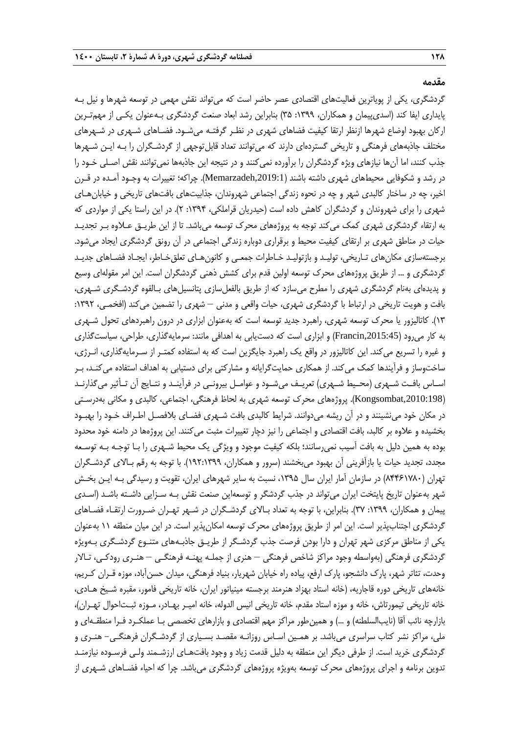## مقدمه

گردشگری، یکی از پویاترین فعالیت‌های اقتصادی عصر حاضر است که می‌تواند نقش مهمی در توسعه شهرها و نیل بـه پایداری ایفا کند (اسدی‌پیمان و همکاران، ۱۳۹۹: ۳۵) بنابراین رشد ابعاد صنعت گردشگری بـه‌عنوان یکـی از مهم‌تـرین ارکان بهبود اوضاع شهرها ازنظر ارتقا کیفیت فضاهای شهری در نظـر گرفتـه می‌شـود. فضـاهای شـهری در شـهرهای مختلف جاذبه‌های فرهنگی و تاریخی گسترده‌ای دارند که می‌توانند تعداد قابل‌توجهی از گردشـگران را بـه ایـن شـهرها جذب کنند، اما آن‌ها نیازهای ویژه گردشگران را برآورده نمی‌کنند و در نتیجه این جاذبه‌ها نمی‌توانند نقش اصـلی خـود را در رشد و شکوفایی محیط‌های شهری داشته باشند (Memarzadeh,2019:1). چراکه؛ تغییرات به وجـود آمـده در قـرن اخیر، چه در ساختار کالبدی شهر و چه در نحوه زندگی اجتماعی شهروندان، جذابیت‌های بافت‌های تاریخی و خیابان‌هـای شهری را برای شهروندان و گردشگران کاهش داده است (حیدریان قراملکی، ۱۳۹۴: ۲). در این راستا یکی از مواردی که به ارتقاء گردشگری شهری کمک می‌کند توجه به پروژه‌های محرک توسعه می‌باشد. تا از این طریـق عـلاوه بـر تجدیـد حیات در مناطق شهری بر ارتقای کیفیت محیط و برقراری دوباره زندگی اجتماعی در آن رونق گردشگری ایجاد می‌شود. برجسته‌سازی مکان‌های تـاریخی، تولیـد و بازتولیـد خـاطرات جمعـی و کانون‌هـای تعلق‌خـاطر، ایجـاد فضـاهای جدیـد گردشگری و ... از طریق پروژه‌های محرک توسعه اولین قدم برای کشش ذهنی گردشگران است. این امر مقوله‌ای وسیع و پدیده‌ای به‌نام گردشگری شهری را مطرح می‌سازد که از طریق بالفعل‌سازی پتانسیل‌های بـالقوه گردشـگری شـهری، بافت و هویت تاریخی در ارتباط با گردشگری شهری، حیات واقعی و مدنی – شهری را تضمین می‌کند (افخمـی، ۱۳۹۲: ۱۳). کاتالیزور یا محرک توسعه شهری، راهبرد جدید توسعه است که به‌عنوان ابزاری در درون راهبردهای تحول شـهری به کار می‌رود (Francin,2015:45) و ابزاری است که دست‌یابی به اهدافی مانند: سرمایه‌گذاری، طراحی، سیاست‌گذاری و غیره را تسریع می‌کند. این کاتالیزور در واقع یک راهبرد جایگزین است که به استفاده کمتـر از سـرمایه‌گذاری، انـرژی، ساخت‌وساز و فرآیندها کمک می‌کند. از همکاری حمایت‌گرایانه و مشارکتی برای دستیابی به اهداف استفاده می‌کنـد، بـر اسـاس بافـت شـهری (محـیط شـهری) تعریـف می‌شـود و عوامـل بیرونـی در فرآینـد و نتـایج آن تـأثیر می‌گذارنـد (Kongsombat,2010:198). پروژه‌های محرک توسعه شهری به لحاظ فرهنگی، اجتماعی، کالبدی و مکانی به‌درسـتی در مکان خود می‌نشینند و در آن ریشه می‌دوانند. شرایط کالبدی بافت شـهری فضـای بلافصـل اطـراف خـود را بهبـود بخشیده و علاوه بر کالبد، بافت اقتصادی و اجتماعی را نیز دچار تغییرات مثبت می‌کنند. این پروژه‌ها در دامنه خود محدود بوده به همین دلیل به بافت آسیب نمی‌رسانند؛ بلکه کیفیت موجود و ویژگی یک محیط شـهری را بـا توجـه بـه توسـعه مجدد، تجدید حیات یا بازآفرینی آن بهبود می‌بخشند (سرور و همکاران، ۱۳۹۹:۱۹۲). با توجه به رقم بـالای گردشـگران تهران (۸۴۴۶۱۷۸۰) در سازمان آمار ایران سال ۱۳۹۵، نسبت به سایر شهرهای ایران، تقویت و رسیدگی بـه ایـن بخـش شهر به‌عنوان تاریخ پایتخت ایران می‌تواند در جذب گردشگر و توسعه‌این صنعت نقش بـه سـزایی داشـته باشـد (اسـدی پیمان و همکاران، ۱۳۹۹: ۳۷). بنابراین، با توجه به تعداد بـالای گردشـگران در شـهر تهـران ضـرورت ارتقـاء فضـاهای گردشگری اجتناب‌پذیر است. این امر از طریق پروژه‌های محرک توسعه امکان‌پذیر است. در این میان منطقه ۱۱ به‌عنوان یکی از مناطق مرکزی شهر تهران و دارا بودن فرصت جذب گردشـگر از طریـق جاذبـه‌های متنـوع گردشـگری بـه‌ویژه گردشگری فرهنگی (به‌واسطه وجود مراکز شاخص فرهنگی – هنری از جملـه پهنـه فرهنگـی – هنـری رودکـی، تـالار وحدت، تئاتر شهر، پارک دانشجو، پارک ارفع، پیاده راه خیابان شهریار، بنیاد فرهنگی، میدان حسن‌آباد، موزه قـران کـریم، خانه‌های تاریخی دوره قاجاریه، (خانه استاد بهزاد هنرمند برجسته مینیاتور ایران، خانه تاریخی فامور، مقبره شـیخ هـادی، خانه تاریخی تیمورتاش، خانه و موزه استاد مقدم، خانه تاریخی انیس الدوله، خانه امیـر بهـادر، مـوزه ثبـت‌احوال تهـران)، بازارچه نائب آقا (نایب‌السلطنه) و ...) و همین‌طور مراکز مهم اقتصادی و بازارهای تخصصی بـا عملکـرد فـرا منطقـه‌ای و ملی، مراکز نشر کتاب سراسری می‌باشد. بر همـین اسـاس روزانـه مقصـد بسـیاری از گردشـگران فرهنگـی- هنـری و گردشگری خرید است. از طرفی دیگر این منطقه به دلیل قدمت زیاد و وجود بافت‌هـای ارزشـمند ولـی فرسـوده نیازمنـد تدوین برنامه و اجرای پروژه‌های محرک توسعه به‌ویژه پروژه‌های گردشگری می‌باشد. چرا که احیاء فضـاهای شـهری از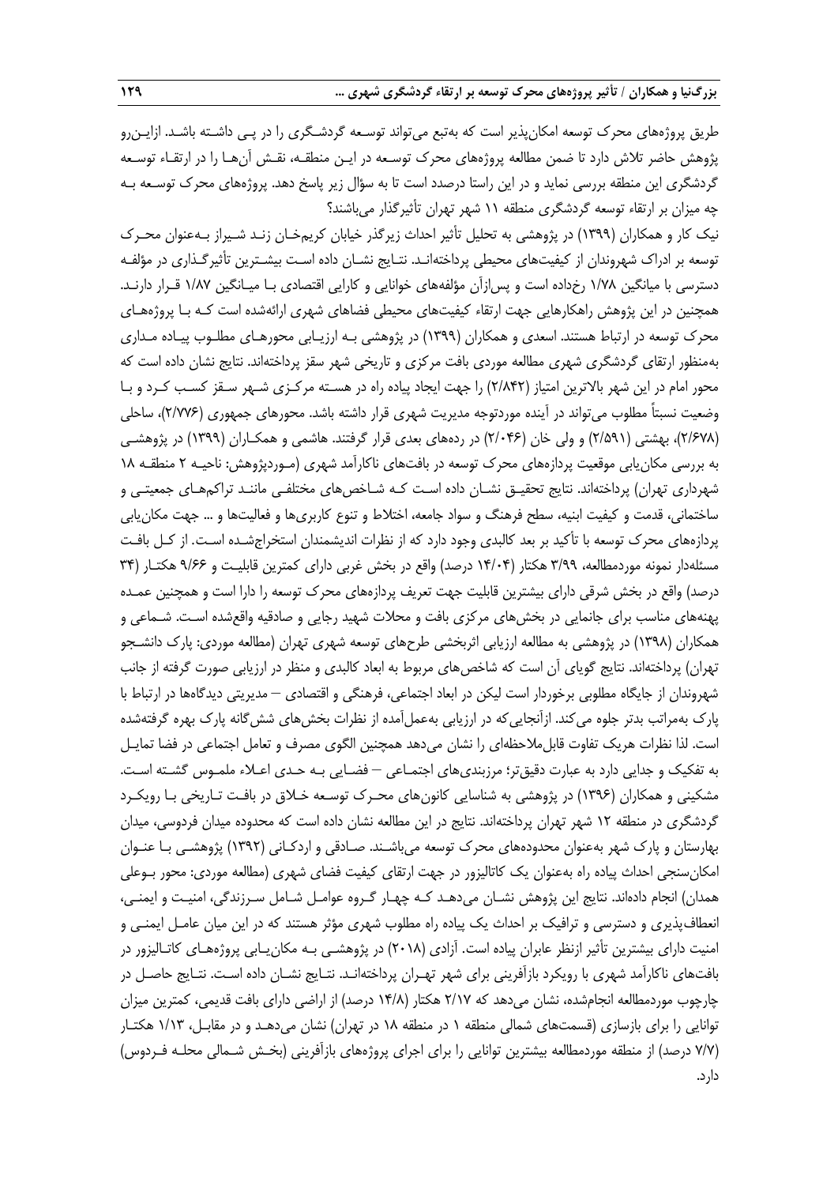طریق پروژه‌های محرک توسعه امکان‌پذیر است که به‌تبع می‌تواند توسعه گردشگری را در پی داشته باشد. ازاین‌رو پژوهش حاضر تلاش دارد تا ضمن مطالعه پروژه‌های محرک توسعه در این منطقه، نقش آن‌ها را در ارتقاء توسعه گردشگری این منطقه بررسی نماید و در این راستا درصدد است تا به سؤال زیر پاسخ دهد. پروژه‌های محرک توسعه به چه میزان بر ارتقاء توسعه گردشگری منطقه ۱۱ شهر تهران تأثیرگذار می‌باشند؟

نیک کار و همکاران (۱۳۹۹) در پژوهشی به تحلیل تأثیر احداث زیرگذر خیابان کریم‌خان زند شیراز به‌عنوان محرک توسعه بر ادراک شهروندان از کیفیت‌های محیطی پرداخته‌اند. نتایج نشان داده است بیشترین تأثیرگذاری در مؤلفه دسترسی با میانگین ۱/۷۸ رخداده است و پس‌ازآن مؤلفه‌های خوانایی و کارایی اقتصادی با میانگین ۱/۸۷ قرار دارند. همچنین در این پژوهش راهکارهایی جهت ارتقاء کیفیت‌های محیطی فضاهای شهری ارائه‌شده است که با پروژه‌های محرک توسعه در ارتباط هستند. اسعدی و همکاران (۱۳۹۹) در پژوهشی به ارزیابی محورهای مطلوب پیاده مداری به‌منظور ارتقای گردشگری شهری مطالعه موردی بافت مرکزی و تاریخی شهر سقز پرداخته‌اند. نتایج نشان داده است که محور امام در این شهر بالاترین امتیاز (۲/۸۴۲) را جهت ایجاد پیاده راه در هسته مرکزی شهر سقز کسب کرد و با وضعیت نسبتاً مطلوب می‌تواند در آینده موردتوجه مدیریت شهری قرار داشته باشد. محورهای جمهوری (۲/۷۷۶)، ساحلی (۲/۶۷۸)، بهشتی (۲/۵۹۱) و ولی خان (۲/۰۴۶) در رده‌های بعدی قرار گرفتند. هاشمی و همکاران (۱۳۹۹) در پژوهشی به بررسی مکان‌یابی موقعیت پردازه‌های محرک توسعه در بافت‌های ناکارآمد شهری (موردپژوهش: ناحیه ۲ منطقه ۱۸ شهرداری تهران) پرداخته‌اند. نتایج تحقیق نشان داده است که شاخص‌های مختلفی مانند تراکم‌های جمعیتی و ساختمانی، قدمت و کیفیت ابنیه، سطح فرهنگ و سواد جامعه، اختلاط و تنوع کاربری‌ها و فعالیت‌ها و ... جهت مکان‌یابی پردازه‌های محرک توسعه با تأکید بر بعد کالبدی وجود دارد که از نظرات اندیشمندان استخراج‌شده است. از کل بافت مسئله‌دار نمونه موردمطالعه، ۳/۹۹ هکتار (۱۴/۰۴ درصد) واقع در بخش غربی دارای کمترین قابلیت و ۹/۶۶ هکتار (۳۴ درصد) واقع در بخش شرقی دارای بیشترین قابلیت جهت تعریف پردازه‌های محرک توسعه را دارا است و همچنین عمده پهنه‌های مناسب برای جانمایی در بخش‌های مرکزی بافت و محلات شهید رجایی و صادقیه واقع‌شده است. شماعی و همکاران (۱۳۹۸) در پژوهشی به مطالعه ارزیابی اثربخشی طرح‌های توسعه شهری تهران (مطالعه موردی: پارک دانشجو تهران) پرداخته‌اند. نتایج گویای آن است که شاخص‌های مربوط به ابعاد کالبدی و منظر در ارزیابی صورت گرفته از جانب شهروندان از جایگاه مطلوبی برخوردار است لیکن در ابعاد اجتماعی، فرهنگی و اقتصادی – مدیریتی دیدگاه‌ها در ارتباط با پارک به‌مراتب بدتر جلوه می‌کند. ازآنجایی‌که در ارزیابی به‌عمل‌آمده از نظرات بخش‌های شش‌گانه پارک بهره گرفته‌شده است. لذا نظرات هریک تفاوت قابل‌ملاحظه‌ای را نشان می‌دهد همچنین الگوی مصرف و تعامل اجتماعی در فضا تمایل به تفکیک و جدایی دارد به عبارت دقیق‌تر؛ مرزبندی‌های اجتماعی – فضایی به حدی اعلاء ملموس گشته است. مشکینی و همکاران (۱۳۹۶) در پژوهشی به شناسایی کانون‌های محرک توسعه خلاق در بافت تاریخی با رویکرد گردشگری در منطقه ۱۲ شهر تهران پرداخته‌اند. نتایج در این مطالعه نشان داده است که محدوده میدان فردوسی، میدان بهارستان و پارک شهر به‌عنوان محدوده‌های محرک توسعه می‌باشند. صادقی و اردکانی (۱۳۹۲) پژوهشی با عنوان امکان‌سنجی احداث پیاده راه به‌عنوان یک کاتالیزور در جهت ارتقای کیفیت فضای شهری (مطالعه موردی: محور بوعلی همدان) انجام داده‌اند. نتایج این پژوهش نشان می‌دهد که چهار گروه عوامل شامل سرزندگی، امنیت و ایمنی، انعطاف‌پذیری و دسترسی و ترافیک بر احداث یک پیاده راه مطلوب شهری مؤثر هستند که در این میان عامل ایمنی و امنیت دارای بیشترین تأثیر ازنظر عابران پیاده است. آزادی (۲۰۱۸) در پژوهشی به مکان‌یابی پروژه‌های کاتالیزور در بافت‌های ناکارآمد شهری با رویکرد بازآفرینی برای شهر تهران پرداخته‌اند. نتایج نشان داده است. نتایج حاصل در چارچوب موردمطالعه انجام‌شده، نشان می‌دهد که ۲/۱۷ هکتار (۱۴/۸ درصد) از اراضی دارای بافت قدیمی، کمترین میزان توانایی را برای بازسازی (قسمت‌های شمالی منطقه ۱ در منطقه ۱۸ در تهران) نشان می‌دهد و در مقابل، ۱/۱۳ هکتار (۷/۷ درصد) از منطقه موردمطالعه بیشترین توانایی را برای اجرای پروژه‌های بازآفرینی (بخش شمالی محله فردوس) دارد.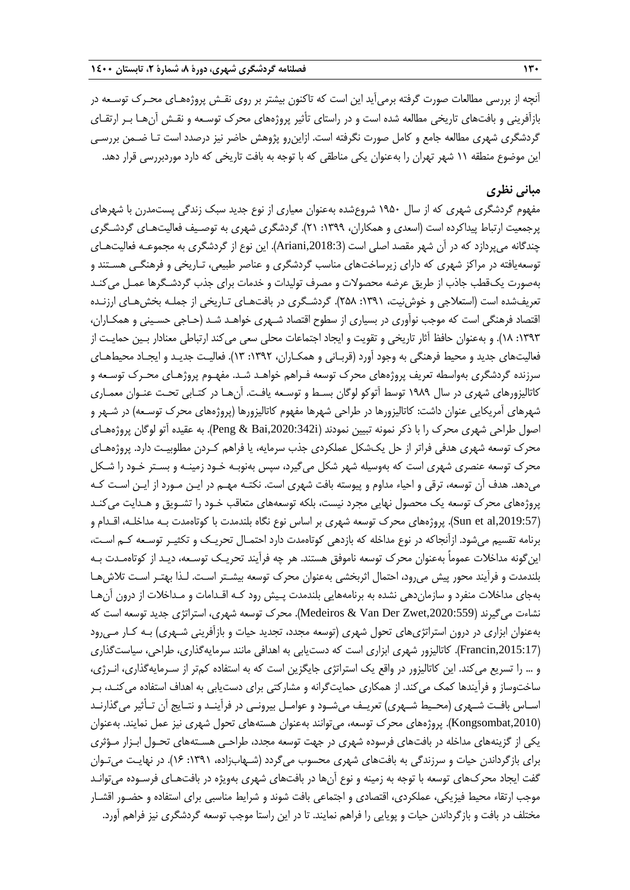آنچه از بررسی مطالعات صورت گرفته برمی‌آید این است که تاکنون بیشتر بر روی نقـش پروژه‌هـای محـرک توسـعه در بازآفرینی و بافت‌های تاریخی مطالعه شده است و در راستای تأثیر پروژه‌های محرک توسعه و نقـش آن‌هـا بـر ارتقـای گردشگری شهری مطالعه جامع و کامل صورت نگرفته است. ازاین‌رو پژوهش حاضر نیز درصدد است تـا ضـمن بررسـی این موضوع منطقه ۱۱ شهر تهران را به‌عنوان یکی مناطقی که با توجه به بافت تاریخی که دارد موردبررسی قرار دهد.

## مبانی نظری

مفهوم گردشگری شهری که از سال ۱۹۵۰ شروع‌شده به‌عنوان معیاری از نوع جدید سبک زندگی پست‌مدرن با شهرهای پرجمعیت ارتباط پیداکرده است (اسعدی و همکاران، ۱۳۹۹: ۲۱). گردشگری شهری به توصیـف فعالیت‌هـای گردشـگری چندگانه می‌پردازد که در آن شهر مقصد اصلی است (Ariani,2018:3). این نوع از گردشگری به مجموعـه فعالیت‌هـای توسعه‌یافته در مراکز شهری که دارای زیرساخت‌های مناسب گردشگری و عناصر طبیعی، تـاریخی و فرهنگـی هسـتند و به‌صورت یک‌قطب جاذب از طریق عرضه محصولات و مصرف تولیدات و خدمات برای جذب گردشـگرها عمـل می‌کنـد تعریف‌شده است (استعلاجی و خوش‌نیت، ۱۳۹۱: ۲۵۸). گردشـگری در بافت‌هـای تـاریخی از جملـه بخش‌هـای ارزنـده اقتصاد فرهنگی است که موجب نوآوری در بسیاری از سطوح اقتصاد شـهری خواهـد شـد (حـاجی حسـینی و همکـاران، ۱۳۹۳: ۱۸). و به‌عنوان حافظ آثار تاریخی و تقویت و ایجاد اجتماعات محلی سعی می‌کند ارتباطی معنادار بـین حمایـت از فعالیت‌های جدید و محیط فرهنگی به وجود آورد (قربـانی و همکـاران، ۱۳۹۲: ۱۳). فعالیـت جدیـد و ایجـاد محیط‌هـای سرزنده گردشگری به‌واسطه تعریف پروژه‌های محرک توسعه فـراهم خواهـد شـد. مفهـوم پروژه‌هـای محـرک توسـعه و کاتالیزورهای شهری در سال ۱۹۸۹ توسط آتوکو لوگان بسـط و توسـعه یافـت. آن‌هـا در کتـابی تحـت عنـوان معمـاری شهرهای آمریکایی عنوان داشت: کاتالیزورها در طراحی شهرها مفهوم کاتالیزورها (پروژه‌های محرک توسـعه) در شـهر و اصول طراحی شهری محرک را با ذکر نمونه تبیین نمودند (Peng & Bai,2020:342i). به عقیده آتو لوگان پروژه‌هـای محرک توسعه شهری هدفی فراتر از حل یک‌شکل عملکردی جذب سرمایه، یا فراهم کـردن مطلوبیـت دارد. پروژه‌هـای محرک توسعه عنصری شهری است که به‌وسیله شهر شکل می‌گیرد، سپس به‌نوبـه خـود زمینـه و بسـتر خـود را شـکل می‌دهد. هدف آن توسعه، ترقی و احیاء مداوم و پیوسته بافت شهری است. نکتـه مهـم در ایـن مـورد از ایـن اسـت کـه پروژه‌های محرک توسعه یک محصول نهایی مجرد نیست، بلکه توسعه‌های متعاقب خـود را تشـویق و هـدایت می‌کنـد (Sun et al,2019:57). پروژه‌های محرک توسعه شهری بر اساس نوع نگاه بلندمدت یا کوتاه‌مدت بـه مداخلـه، اقـدام و برنامه تقسیم می‌شود. ازآنجاکه در نوع مداخله که بازدهی کوتاه‌مدت دارد احتمـال تحریـک و تکثیـر توسـعه کـم اسـت، این‌گونه مداخلات عموماً به‌عنوان محرک توسعه ناموفق هستند. هر چه فرآیند تحریـک توسـعه، دیـد از کوتاه‌مـدت بـه بلندمدت و فرآیند محور پیش می‌رود، احتمال اثربخشی به‌عنوان محرک توسعه بیشـتر اسـت. لـذا بهتـر اسـت تلاش‌هـا به‌جای مداخلات منفرد و سازمان‌دهی نشده به برنامه‌هایی بلندمدت پـیش رود کـه اقـدامات و مـداخلات از درون آن‌هـا نشاءت می‌گیرند (Medeiros & Van Der Zwet,2020:559). محرک توسعه شهری، استراتژی جدید توسعه است که به‌عنوان ابزاری در درون استراتژی‌های تحول شهری (توسعه مجدد، تجدید حیات و بازآفرینی شـهری) بـه کـار مـی‌رود (Francin,2015:17). کاتالیزور شهری ابزاری است که دست‌یابی به اهدافی مانند سرمایه‌گذاری، طراحی، سیاست‌گذاری و ... را تسریع می‌کند. این کاتالیزور در واقع یک استراتژی جایگزین است که به استفاده کم‌تر از سـرمایه‌گذاری، انـرژی، ساخت‌وساز و فرآیندها کمک می‌کند. از همکاری حمایت‌گرانه و مشارکتی برای دست‌یابی به اهداف استفاده می‌کنـد، بـر اسـاس بافـت شـهری (محـیط شـهری) تعریـف می‌شـود و عوامـل بیرونـی در فرآینـد و نتـایج آن تـأثیر می‌گذارنـد (Kongsombat,2010). پروژه‌های محرک توسعه، می‌توانند به‌عنوان هسته‌های تحول شهری نیز عمل نمایند. به‌عنوان یکی از گزینه‌های مداخله در بافت‌های فرسوده شهری در جهت توسعه مجدد، طراحـی هسـته‌های تحـول ابـزار مـؤثری برای بازگرداندن حیات و سرزندگی به بافت‌های شهری محسوب می‌گردد (شـهاب‌زاده، ۱۳۹۱: ۱۶). در نهایـت می‌تـوان گفت ایجاد محرک‌های توسعه با توجه به زمینه و نوع آن‌ها در بافت‌های شهری به‌ویژه در بافت‌هـای فرسـوده می‌توانـد موجب ارتقاء محیط فیزیکی، عملکردی، اقتصادی و اجتماعی بافت شوند و شرایط مناسبی برای استفاده و حضـور اقشـار مختلف در بافت و بازگرداندن حیات و پویایی را فراهم نمایند. تا در این راستا موجب توسعه گردشگری نیز فراهم آورد.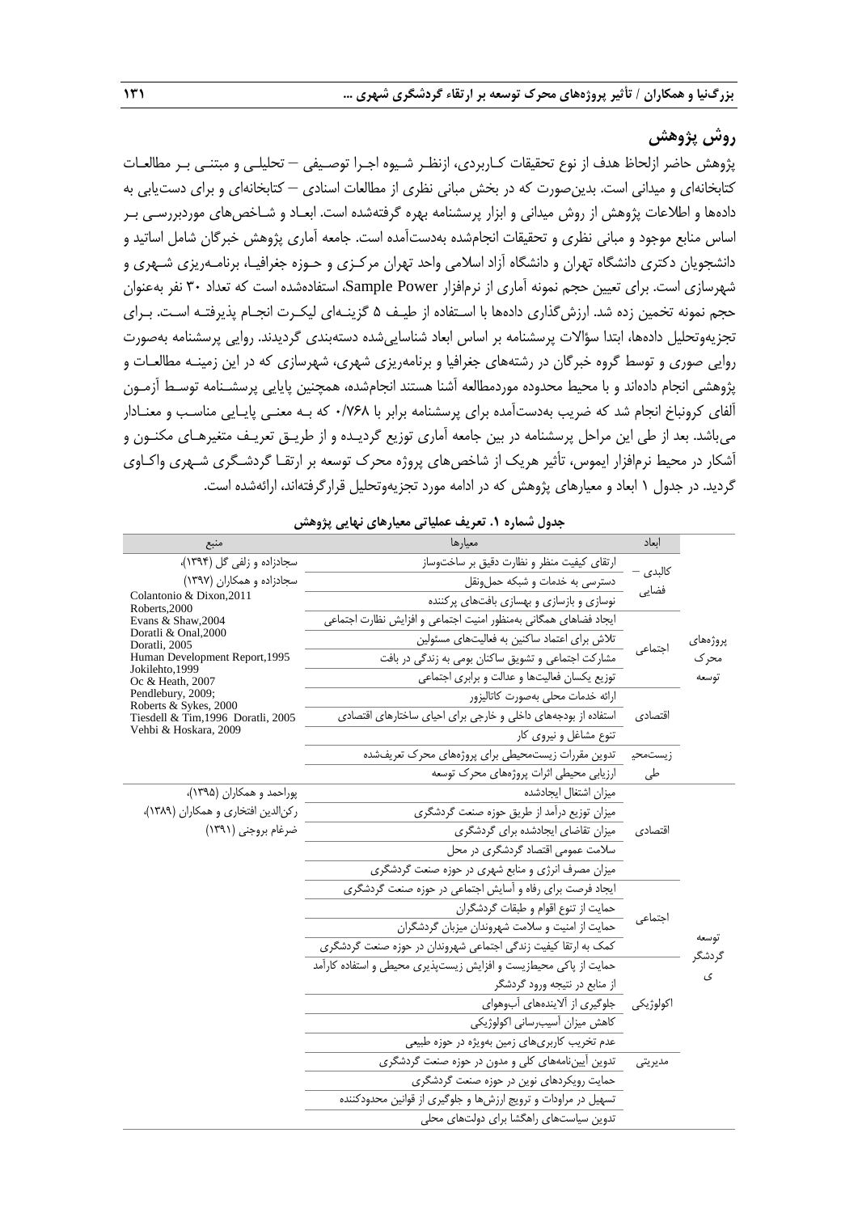## روش پژوهش

پژوهش حاضر ازلحاظ هدف از نوع تحقیقات کاربردی، ازنظر شیوه اجرا توصیفی – تحلیلی و مبتنی بر مطالعات کتابخانه‌ای و میدانی است. بدین‌صورت که در بخش مبانی نظری از مطالعات اسنادی – کتابخانه‌ای و برای دست‌یابی به داده‌ها و اطلاعات پژوهش از روش میدانی و ابزار پرسشنامه بهره گرفته‌شده است. ابعاد و شاخص‌های موردبررسی بر اساس منابع موجود و مبانی نظری و تحقیقات انجام‌شده به‌دست‌آمده است. جامعه آماری پژوهش خبرگان شامل اساتید و دانشجویان دکتری دانشگاه تهران و دانشگاه آزاد اسلامی واحد تهران مرکزی و حوزه جغرافیا، برنامه‌ریزی شهری و شهرسازی است. برای تعیین حجم نمونه آماری از نرم‌افزار Sample Power، استفاده‌شده است که تعداد ۳۰ نفر به‌عنوان حجم نمونه تخمین زده شد. ارزش‌گذاری داده‌ها با استفاده از طیف ۵ گزینه‌ای لیکرت انجام پذیرفته است. برای تجزیه‌وتحلیل داده‌ها، ابتدا سؤالات پرسشنامه بر اساس ابعاد شناسایی‌شده دسته‌بندی گردیدند. روایی پرسشنامه به‌صورت روایی صوری و توسط گروه خبرگان در رشته‌های جغرافیا و برنامه‌ریزی شهری، شهرسازی که در این زمینه مطالعات و پژوهشی انجام داده‌اند و با محیط محدوده موردمطالعه آشنا هستند انجام‌شده، همچنین پایایی پرسشنامه توسط آزمون آلفای کرونباخ انجام شد که ضریب به‌دست‌آمده برای پرسشنامه برابر با ۰/۷۶۸ که به معنی پایایی مناسب و معنادار می‌باشد. بعد از طی این مراحل پرسشنامه در بین جامعه آماری توزیع گردیده و از طریق تعریف متغیرهای مکنون و آشکار در محیط نرم‌افزار ایموس، تأثیر هریک از شاخص‌های پروژه محرک توسعه بر ارتقا گردشگری شهری واکاوی گردید. در جدول ۱ ابعاد و معیارهای پژوهش که در ادامه مورد تجزیه‌وتحلیل قرارگرفته‌اند، ارائه‌شده است.

**جدول شماره ۱. تعریف عملیاتی معیارهای نهایی پژوهش**

| | ابعاد | معیارها | منبع |
|---|---|---|---|
| پروژه‌های محرک توسعه | کالبدی – فضایی | ارتقای کیفیت منظر و نظارت دقیق بر ساخت‌وساز | سجادزاده و زلفی گل (۱۳۹۴)، سجادزاده و همکاران (۱۳۹۷) Colantonio & Dixon,2011 Roberts,2000 Evans & Shaw,2004 Doratli & Onal,2000 Doratli, 2005 Human Development Report,1995 Jokilehto,1999 Oc & Heath, 2007 Pendlebury, 2009; Roberts & Sykes, 2000 Tiesdell & Tim,1996 Doratli, 2005 Vehbi & Hoskara, 2009 |
| | | دسترسی به خدمات و شبکه حمل‌ونقل | |
| | | نوسازی و بازسازی و بهسازی بافت‌های پرکننده | |
| | اجتماعی | ایجاد فضاهای همگانی به‌منظور امنیت اجتماعی و افزایش نظارت اجتماعی | |
| | | تلاش برای اعتماد ساکنین به فعالیت‌های مسئولین | |
| | | مشارکت اجتماعی و تشویق ساکنان بومی به زندگی در بافت | |
| | | توزیع یکسان فعالیت‌ها و عدالت و برابری اجتماعی | |
| | اقتصادی | ارائه خدمات محلی به‌صورت کاتالیزور | |
| | | استفاده از بودجه‌های داخلی و خارجی برای احیای ساختارهای اقتصادی | |
| | | تنوع مشاغل و نیروی کار | |
| | زیست‌محیطی | تدوین مقررات زیست‌محیطی برای پروژه‌های محرک تعریف‌شده | |
| | | ارزیابی محیطی اثرات پروژه‌های محرک توسعه | |
| توسعه گردشگری | اقتصادی | میزان اشتغال ایجادشده | پوراحمد و همکاران (۱۳۹۵)، رکن‌الدین افتخاری و همکاران (۱۳۸۹)، ضرغام بروجنی (۱۳۹۱) |
| | | میزان توزیع درآمد از طریق حوزه صنعت گردشگری | |
| | | میزان تقاضای ایجادشده برای گردشگری | |
| | | سلامت عمومی اقتصاد گردشگری در محل | |
| | | میزان مصرف انرژی و منابع شهری در حوزه صنعت گردشگری | |
| | اجتماعی | ایجاد فرصت برای رفاه و آسایش اجتماعی در حوزه صنعت گردشگری | |
| | | حمایت از تنوع اقوام و طبقات گردشگران | |
| | | حمایت از امنیت و سلامت شهروندان میزبان گردشگران | |
| | | کمک به ارتقا کیفیت زندگی اجتماعی شهروندان در حوزه صنعت گردشگری | |
| | اکولوژیکی | حمایت از پاکی محیط‌زیست و افزایش زیست‌پذیری محیطی و استفاده کارآمد از منابع در نتیجه ورود گردشگر | |
| | | جلوگیری از آلاینده‌های آب‌وهوای | |
| | | کاهش میزان آسیب‌رسانی اکولوژیکی | |
| | | عدم تخریب کاربری‌های زمین به‌ویژه در حوزه طبیعی | |
| | مدیریتی | تدوین آیین‌نامه‌های کلی و مدون در حوزه صنعت گردشگری | |
| | | حمایت رویکردهای نوین در حوزه صنعت گردشگری | |
| | | تسهیل در مراودات و ترویج ارزش‌ها و جلوگیری از قوانین محدودکننده | |
| | | تدوین سیاست‌های راهگشا برای دولت‌های محلی | |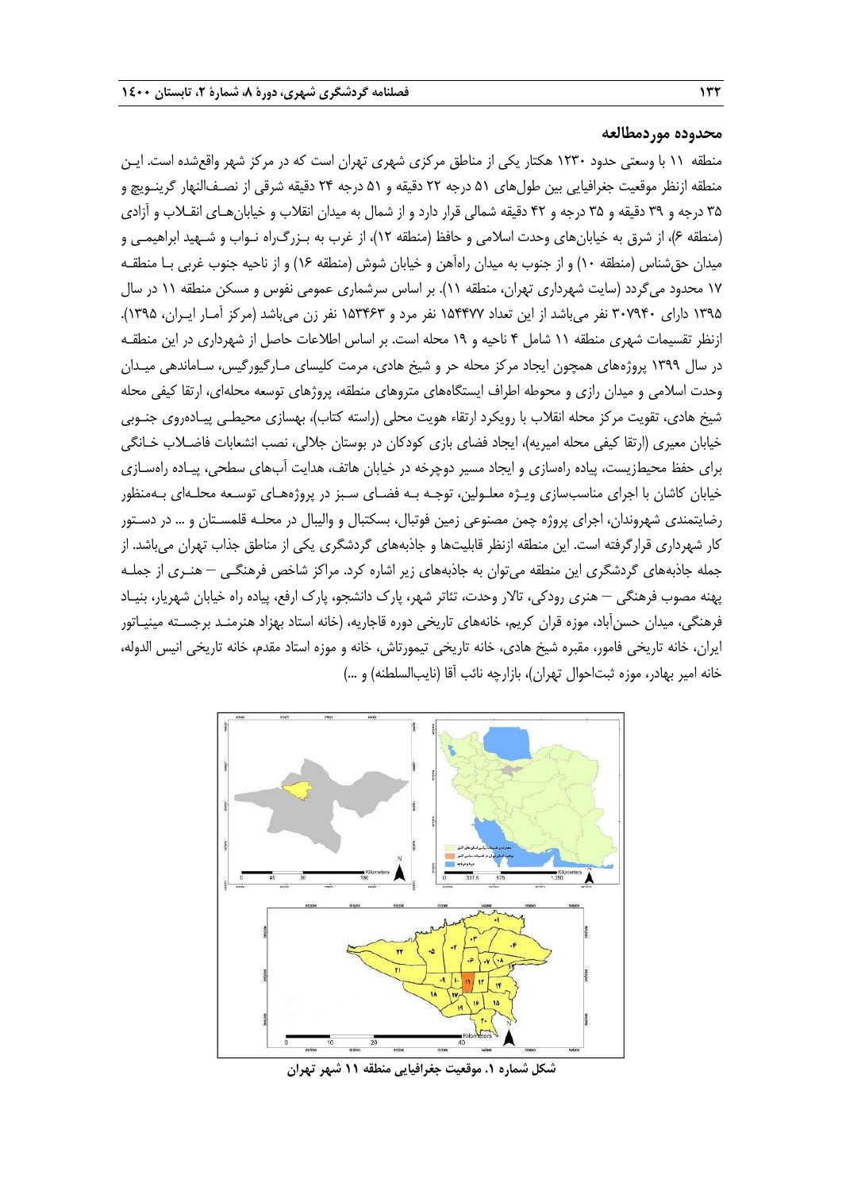### محدوده موردمطالعه

منطقه ۱۱ با وسعتی حدود ۱۲۳۰ هکتار یکی از مناطق مرکزی شهری تهران است که در مرکز شهر واقع‌شده است. این منطقه ازنظر موقعیت جغرافیایی بین طول‌های ۵۱ درجه ۲۲ دقیقه و ۵۱ درجه ۲۴ دقیقه شرقی از نصف‌النهار گرینویچ و ۳۵ درجه و ۳۹ دقیقه و ۳۵ درجه و ۴۲ دقیقه شمالی قرار دارد و از شمال به میدان انقلاب و خیابان‌های انقلاب و آزادی (منطقه ۶)، از شرق به خیابان‌های وحدت اسلامی و حافظ (منطقه ۱۲)، از غرب به بزرگ‌راه نواب و شهید ابراهیمی و میدان حق‌شناس (منطقه ۱۰) و از جنوب به میدان راه‌آهن و خیابان شوش (منطقه ۱۶) و از ناحیه جنوب غربی با منطقه ۱۷ محدود می‌گردد (سایت شهرداری تهران، منطقه ۱۱). بر اساس سرشماری عمومی نفوس و مسکن منطقه ۱۱ در سال ۱۳۹۵ دارای ۳۰۷۹۴۰ نفر می‌باشد از این تعداد ۱۵۴۴۷۷ نفر مرد و ۱۵۳۴۶۳ نفر زن می‌باشد (مرکز آمار ایران، ۱۳۹۵). ازنظر تقسیمات شهری منطقه ۱۱ شامل ۴ ناحیه و ۱۹ محله است. بر اساس اطلاعات حاصل از شهرداری در این منطقه در سال ۱۳۹۹ پروژه‌های همچون ایجاد مرکز محله حر و شیخ هادی، مرمت کلیسای مارگیورگیس، ساماندهی میدان وحدت اسلامی و میدان رازی و محوطه اطراف ایستگاه‌های متروهای منطقه، پروژهای توسعه محله‌ای، ارتقا کیفی محله شیخ هادی، تقویت مرکز محله انقلاب با رویکرد ارتقاء هویت محلی (راسته کتاب)، بهسازی محیطی پیاده‌روی جنوبی خیابان معیری (ارتقا کیفی محله امیریه)، ایجاد فضای بازی کودکان در بوستان جلالی، نصب انشعابات فاضلاب خانگی برای حفظ محیط‌زیست، پیاده راه‌سازی و ایجاد مسیر دوچرخه در خیابان هاتف، هدایت آب‌های سطحی، پیاده راه‌سازی خیابان کاشان با اجرای مناسب‌سازی ویژه معلولین، توجه به فضای سبز در پروژه‌های توسعه محله‌ای به‌منظور رضایتمندی شهروندان، اجرای پروژه چمن مصنوعی زمین فوتبال، بسکتبال و والیبال در محله قلمستان و ... در دستور کار شهرداری قرارگرفته است. این منطقه ازنظر قابلیت‌ها و جاذبه‌های گردشگری یکی از مناطق جذاب تهران می‌باشد. از جمله جاذبه‌های گردشگری این منطقه می‌توان به جاذبه‌های زیر اشاره کرد. مراکز شاخص فرهنگی – هنری از جمله پهنه مصوب فرهنگی – هنری رودکی، تالار وحدت، تئاتر شهر، پارک دانشجو، پارک ارفع، پیاده راه خیابان شهریار، بنیاد فرهنگی، میدان حسن‌آباد، موزه قران کریم، خانه‌های تاریخی دوره قاجاریه، (خانه استاد بهزاد هنرمند برجسته مینیاتور ایران، خانه تاریخی فامور، مقبره شیخ هادی، خانه تاریخی تیمورتاش، خانه و موزه استاد مقدم، خانه تاریخی انیس الدوله، خانه امیر بهادر، موزه ثبت‌احوال تهران)، بازارچه نائب آقا (نایب‌السلطنه) و ...)

**شکل شماره ۱. موقعیت جغرافیایی منطقه ۱۱ شهر تهران**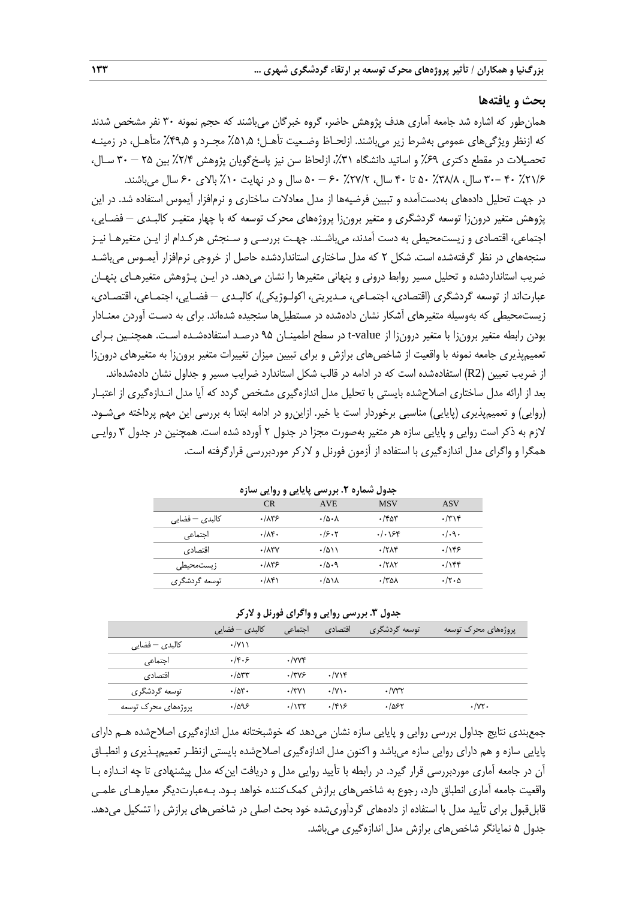## بحث و یافته‌ها

همان‌طور که اشاره شد جامعه آماری هدف پژوهش حاضر، گروه خبرگان می‌باشند که حجم نمونه ۳۰ نفر مشخص شدند که ازنظر ویژگی‌های عمومی به‌شرط زیر می‌باشند. ازلحاظ وضعیت تأهل؛ ۵۱٫۵٪ مجرد و ۴۹٫۵٪ متأهل، در زمینه تحصیلات در مقطع دکتری ۶۹٪ و اساتید دانشگاه ۳۱٪، ازلحاظ سن نیز پاسخ‌گویان پژوهش ۲/۴٪ بین ۲۵ – ۳۰ سال، ۲۱/۶٪ ۴۰ –۳۰ سال، ۳۸/۸٪ ۵۰ تا ۴۰ سال، ۲۷/۲٪ ۶۰ – ۵۰ سال و در نهایت ۱۰٪ بالای ۶۰ سال می‌باشند.

در جهت تحلیل داده‌های به‌دست‌آمده و تبیین فرضیه‌ها از مدل معادلات ساختاری و نرم‌افزار آیموس استفاده شد. در این پژوهش متغیر درون‌زا توسعه گردشگری و متغیر برون‌زا پروژه‌های محرک توسعه که با چهار متغیر کالبدی – فضایی، اجتماعی، اقتصادی و زیست‌محیطی به دست آمدند، می‌باشند. جهت بررسی و سنجش هرکدام از این متغیرها نیز سنجه‌های در نظر گرفته‌شده است. شکل ۲ که مدل ساختاری استانداردشده حاصل از خروجی نرم‌افزار آیموس می‌باشد ضریب استانداردشده و تحلیل مسیر روابط درونی و پنهانی متغیرها را نشان می‌دهد. در این پژوهش متغیرهای پنهان عبارت‌اند از توسعه گردشگری (اقتصادی، اجتماعی، مدیریتی، اکولوژیکی)، کالبدی – فضایی، اجتماعی، اقتصادی، زیست‌محیطی که به‌وسیله متغیرهای آشکار نشان داده‌شده در مستطیل‌ها سنجیده شده‌اند. برای به دست آوردن معنادار بودن رابطه متغیر برون‌زا با متغیر درون‌زا از t-value در سطح اطمینان ۹۵ درصد استفاده‌شده است. همچنین برای تعمیم‌پذیری جامعه نمونه با واقعیت از شاخص‌های برازش و برای تبیین میزان تغییرات متغیر برون‌زا به متغیرهای درون‌زا از ضریب تعیین (R2) استفاده‌شده است که در ادامه در قالب شکل استاندارد ضرایب مسیر و جداول نشان داده‌شده‌اند.

بعد از ارائه مدل ساختاری اصلاح‌شده بایستی با تحلیل مدل اندازه‌گیری مشخص گردد که آیا مدل اندازه‌گیری از اعتبار (روایی) و تعمیم‌پذیری (پایایی) مناسبی برخوردار است یا خیر. ازاین‌رو در ادامه ابتدا به بررسی این مهم پرداخته می‌شود. لازم به ذکر است روایی و پایایی سازه هر متغیر به‌صورت مجزا در جدول ۲ آورده شده است. همچنین در جدول ۳ روایی همگرا و واگرای مدل اندازه‌گیری با استفاده از آزمون فورنل و لارکر موردبررسی قرارگرفته است.

**جدول شماره ۲. بررسی پایایی و روایی سازه**

| | CR | AVE | MSV | ASV |
|---|---|---|---|---|
| کالبدی – فضایی | ۰/۸۳۶ | ۰/۵۰۸ | ۰/۴۵۳ | ۰/۳۱۴ |
| اجتماعی | ۰/۸۴۰ | ۰/۶۰۲ | ۰/۰۱۶۴ | ۰/۰۹۰ |
| اقتصادی | ۰/۸۳۷ | ۰/۵۱۱ | ۰/۲۸۴ | ۰/۱۴۶ |
| زیست‌محیطی | ۰/۸۳۶ | ۰/۵۰۹ | ۰/۲۸۲ | ۰/۱۴۴ |
| توسعه گردشگری | ۰/۸۴۱ | ۰/۵۱۸ | ۰/۳۵۸ | ۰/۲۰۵ |

**جدول ۳. بررسی روایی و واگرای فورنل و لارکر**

| | کالبدی – فضایی | اجتماعی | اقتصادی | توسعه گردشگری | پروژه‌های محرک توسعه |
|---|---|---|---|---|---|
| کالبدی – فضایی | ۰/۷۱۱ | | | | |
| اجتماعی | ۰/۴۰۶ | ۰/۷۷۴ | | | |
| اقتصادی | ۰/۵۳۳ | ۰/۳۷۶ | ۰/۷۱۴ | | |
| توسعه گردشگری | ۰/۵۳۰ | ۰/۳۷۱ | ۰/۷۱۰ | ۰/۷۳۲ | |
| پروژه‌های محرک توسعه | ۰/۵۹۶ | ۰/۱۳۲ | ۰/۴۱۶ | ۰/۵۶۲ | ۰/۷۲۰ |

جمع‌بندی نتایج جداول بررسی روایی و پایایی سازه نشان می‌دهد که خوشبختانه مدل اندازه‌گیری اصلاح‌شده هم دارای پایایی سازه و هم دارای روایی سازه می‌باشد و اکنون مدل اندازه‌گیری اصلاح‌شده بایستی ازنظر تعمیم‌پذیری و انطباق آن در جامعه آماری موردبررسی قرار گیرد. در رابطه با تأیید روایی مدل و دریافت این‌که مدل پیشنهادی تا چه اندازه با واقعیت جامعه آماری انطباق دارد، رجوع به شاخص‌های برازش کمک‌کننده خواهد بود. به‌عبارت‌دیگر معیارهای علمی قابل‌قبول برای تأیید مدل با استفاده از داده‌های گردآوری‌شده خود بحث اصلی در شاخص‌های برازش را تشکیل می‌دهد. جدول ۵ نمایانگر شاخص‌های برازش مدل اندازه‌گیری می‌باشد.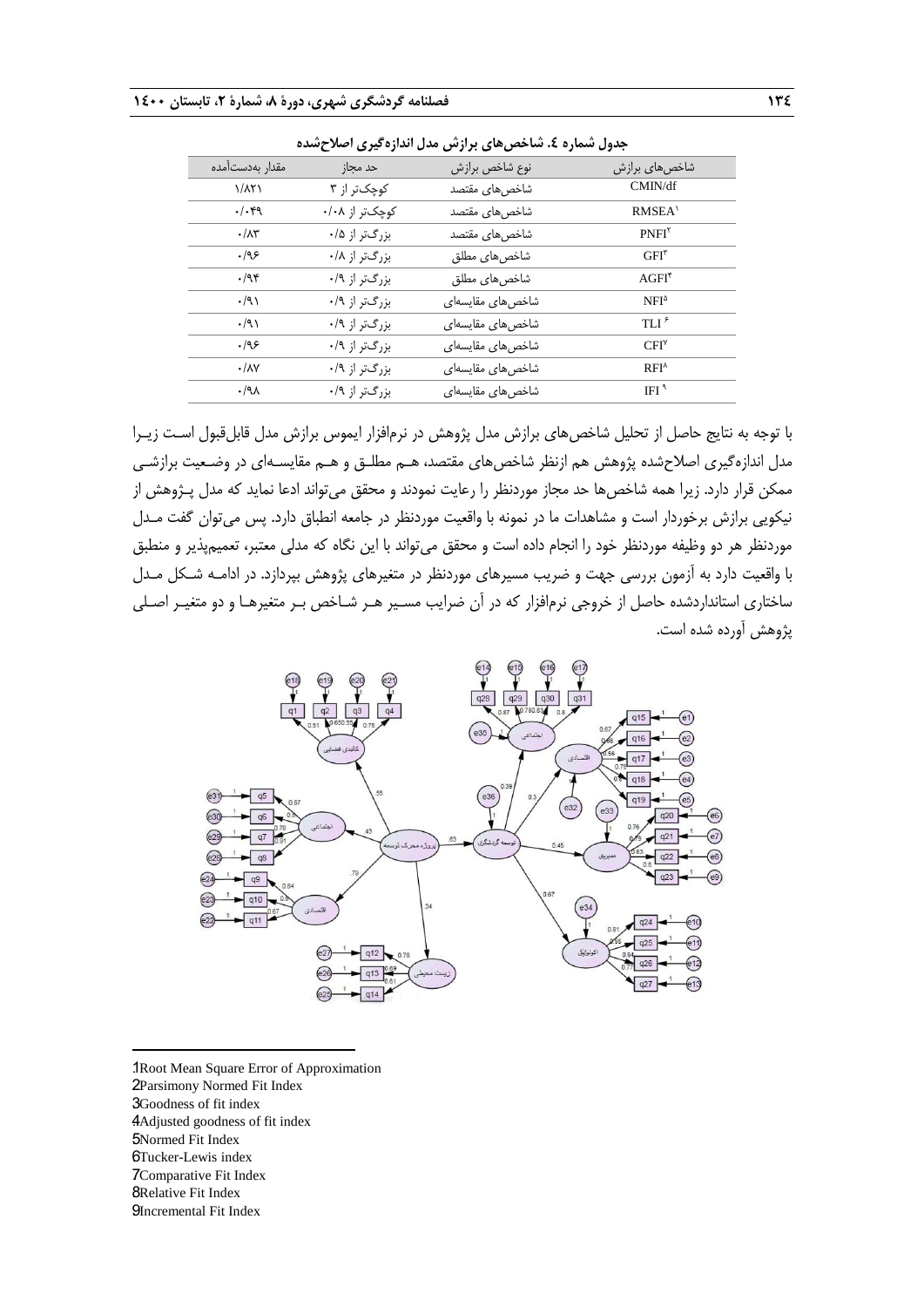**جدول شماره ٤. شاخص‌های برازش مدل اندازه‌گیری اصلاح‌شده**

| شاخص‌های برازش | نوع شاخص برازش | حد مجاز | مقدار به‌دست‌آمده |
|---|---|---|---|
| CMIN/df | شاخص‌های مقتصد | کوچک‌تر از ۳ | ۱/۸۲۱ |
| RMSEA[1] | شاخص‌های مقتصد | کوچک‌تر از ۰/۰۸ | ۰/۰۴۹ |
| PNFI[2] | شاخص‌های مقتصد | بزرگ‌تر از ۰/۵ | ۰/۸۳ |
| GFI[3] | شاخص‌های مطلق | بزرگ‌تر از ۰/۸ | ۰/۹۶ |
| AGFI[4] | شاخص‌های مطلق | بزرگ‌تر از ۰/۹ | ۰/۹۴ |
| NFI[5] | شاخص‌های مقایسه‌ای | بزرگ‌تر از ۰/۹ | ۰/۹۱ |
| TLI[6] | شاخص‌های مقایسه‌ای | بزرگ‌تر از ۰/۹ | ۰/۹۱ |
| CFI[7] | شاخص‌های مقایسه‌ای | بزرگ‌تر از ۰/۹ | ۰/۹۶ |
| RFI[8] | شاخص‌های مقایسه‌ای | بزرگ‌تر از ۰/۹ | ۰/۸۷ |
| IFI[9] | شاخص‌های مقایسه‌ای | بزرگ‌تر از ۰/۹ | ۰/۹۸ |

با توجه به نتایج حاصل از تحلیل شاخص‌های برازش مدل پژوهش در نرم‌افزار ایموس برازش مدل قابل‌قبول است زیرا مدل اندازه‌گیری اصلاح‌شده پژوهش هم ازنظر شاخص‌های مقتصد، هم مطلق و هم مقایسه‌ای در وضعیت برازشی ممکن قرار دارد. زیرا همه شاخص‌ها حد مجاز موردنظر را رعایت نمودند و محقق می‌تواند ادعا نماید که مدل پژوهش از نیکویی برازش برخوردار است و مشاهدات ما در نمونه با واقعیت موردنظر در جامعه انطباق دارد. پس می‌توان گفت مدل موردنظر هر دو وظیفه موردنظر خود را انجام داده است و محقق می‌تواند با این نگاه که مدلی معتبر، تعمیم‌پذیر و منطبق با واقعیت دارد به آزمون بررسی جهت و ضریب مسیرهای موردنظر در متغیرهای پژوهش بپردازد. در ادامه شکل مدل ساختاری استانداردشده حاصل از خروجی نرم‌افزار که در آن ضرایب مسیر هر شاخص بر متغیرها و دو متغیر اصلی پژوهش آورده شده است.

---

1Root Mean Square Error of Approximation
2Parsimony Normed Fit Index
3Goodness of fit index
4Adjusted goodness of fit index
5Normed Fit Index
6Tucker-Lewis index
7Comparative Fit Index
8Relative Fit Index
9Incremental Fit Index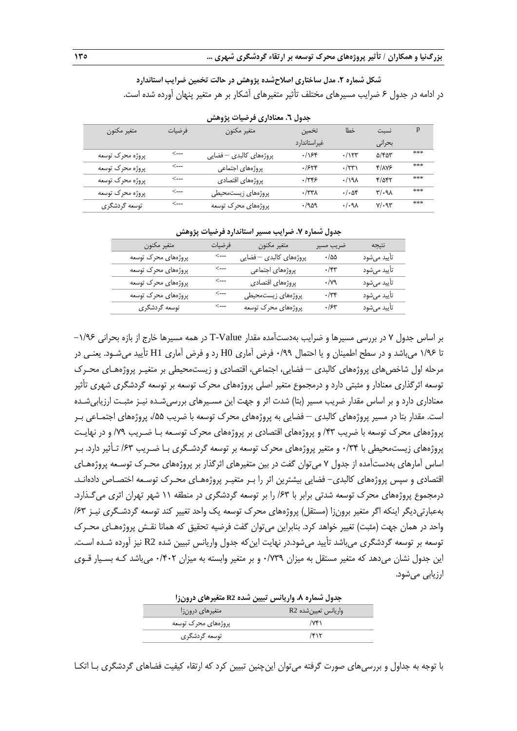**شکل شماره ۲. مدل ساختاری اصلاح‌شده پژوهش در حالت تخمین ضرایب استاندارد**

در ادامه در جدول ۶ ضرایب مسیرهای مختلف تأثیر متغیرهای آشکار بر هر متغیر پنهان آورده شده است.

**جدول ٦. معناداری فرضیات پژوهش**

| متغیر مکنون | فرضیات | متغیر مکنون | تخمین غیراستاندارد | خطا | نسبت بحرانی | p |
|---|---|---|---|---|---|---|
| پروژه محرک توسعه | <--- | پروژه‌های کالبدی – فضایی | ۰/۱۶۴ | ۰/۱۲۳ | ۵/۴۵۳ | *** |
| پروژه محرک توسعه | <--- | پروژه‌های اجتماعی | ۰/۶۲۴ | ۰/۲۳۱ | ۴/۸۷۶ | *** |
| پروژه محرک توسعه | <--- | پروژه‌های اقتصادی | ۰/۳۴۶ | ۰/۱۹۸ | ۴/۵۴۲ | *** |
| پروژه محرک توسعه | <--- | پروژه‌های زیست‌محیطی | ۰/۳۳۸ | ۰/۰۵۴ | ۳/۰۹۸ | *** |
| توسعه گردشگری | <--- | پروژه‌های محرک توسعه | ۰/۹۵۹ | ۰/۰۹۸ | ۷/۰۹۳ | *** |

**جدول شماره ۷. ضرایب مسیر استاندارد فرضیات پژوهش**

| متغیر مکنون | فرضیات | متغیر مکنون | ضریب مسیر | نتیجه |
|---|---|---|---|---|
| پروژه‌های محرک توسعه | <--- | پروژه‌های کالبدی – فضایی | ۰/۵۵ | تأیید می‌شود |
| پروژه‌های محرک توسعه | <--- | پروژه‌های اجتماعی | ۰/۴۳ | تأیید می‌شود |
| پروژه‌های محرک توسعه | <--- | پروژه‌های اقتصادی | ۰/۷۹ | تأیید می‌شود |
| پروژه‌های محرک توسعه | <--- | پروژه‌های زیست‌محیطی | ۰/۳۴ | تأیید می‌شود |
| توسعه گردشگری | <--- | پروژه‌های محرک توسعه | ۰/۶۳ | تأیید می‌شود |

بر اساس جدول ۷ در بررسی مسیرها و ضرایب به‌دست‌آمده مقدار T-Value در همه مسیرها خارج از بازه بحرانی ۱/۹۶- تا ۱/۹۶ می‌باشد و در سطح اطمینان و یا احتمال ۰/۹۹ فرض آماری H0 رد و فرض آماری H1 تأیید می‌شود. یعنی در مرحله اول شاخص‌های کالبدی – فضایی، اجتماعی، اقتصادی و زیست‌محیطی بر متغیر پروژه‌های محرک توسعه اثرگذاری معنادار و مثبتی دارد و درمجموع متغیر اصلی پروژه‌های محرک توسعه بر توسعه گردشگری شهری تأثیر معناداری دارد و بر اساس مقدار ضریب مسیر (بتا) شدت اثر و جهت این مسیرهای بررسی‌شده نیز مثبت ارزیابی‌شده است. مقدار بتا در مسیر پروژه‌های کالبدی – فضایی به پروژه‌های محرک توسعه با ضریب ۵۵/، پروژه‌های اجتماعی بر پروژه‌های محرک توسعه با ضریب ۴۳/ و پروژه‌های اقتصادی بر پروژه‌های محرک توسعه با ضریب ۷۹/ و در نهایت پروژه‌های زیست‌محیطی با ۰/۳۴ و متغیر پروژه‌های محرک توسعه بر توسعه گردشگری با ضریب ۶۳/ تأثیر دارد. بر اساس آمارهای به‌دست‌آمده از جدول ۷ می‌توان گفت در بین متغیرهای اثرگذار بر پروژه‌های محرک توسعه پروژه‌های اقتصادی و سپس پروژه‌های کالبدی- فضایی بیشترین اثر را بر متغیر پروژه‌های محرک توسعه اختصاص داده‌اند. درمجموع پروژه‌های محرک توسعه شدتی برابر با ۶۳/ را بر توسعه گردشگری در منطقه ۱۱ شهر تهران اثری می‌گذارد. به‌عبارتی‌دیگر اینکه اگر متغیر برون‌زا (مستقل) پروژه‌های محرک توسعه یک واحد تغییر کند توسعه گردشگری نیز ۶۳/ واحد در همان جهت (مثبت) تغییر خواهد کرد. بنابراین می‌توان گفت فرضیه تحقیق که همانا نقش پروژه‌های محرک توسعه بر توسعه گردشگری می‌باشد تأیید می‌شود.در نهایت این‌که جدول واریانس تبیین شده R2 نیز آورده شده است. این جدول نشان می‌دهد که متغیر مستقل به میزان ۰/۷۳۹ و بر متغیر وابسته به میزان ۰/۴۰۲ می‌باشد که بسیار قوی ارزیابی می‌شود.

**جدول شماره ۸. واریانس تبیین شده R2 متغیرهای درون‌زا**

| متغیرهای درون‌زا | واریانس تبیین‌شده R2 |
|---|---|
| پروژه‌های محرک توسعه | /۷۴۱ |
| توسعه گردشگری | /۴۱۲ |

با توجه به جداول و بررسی‌های صورت گرفته می‌توان این‌چنین تبیین کرد که ارتقاء کیفیت فضاهای گردشگری با اتکا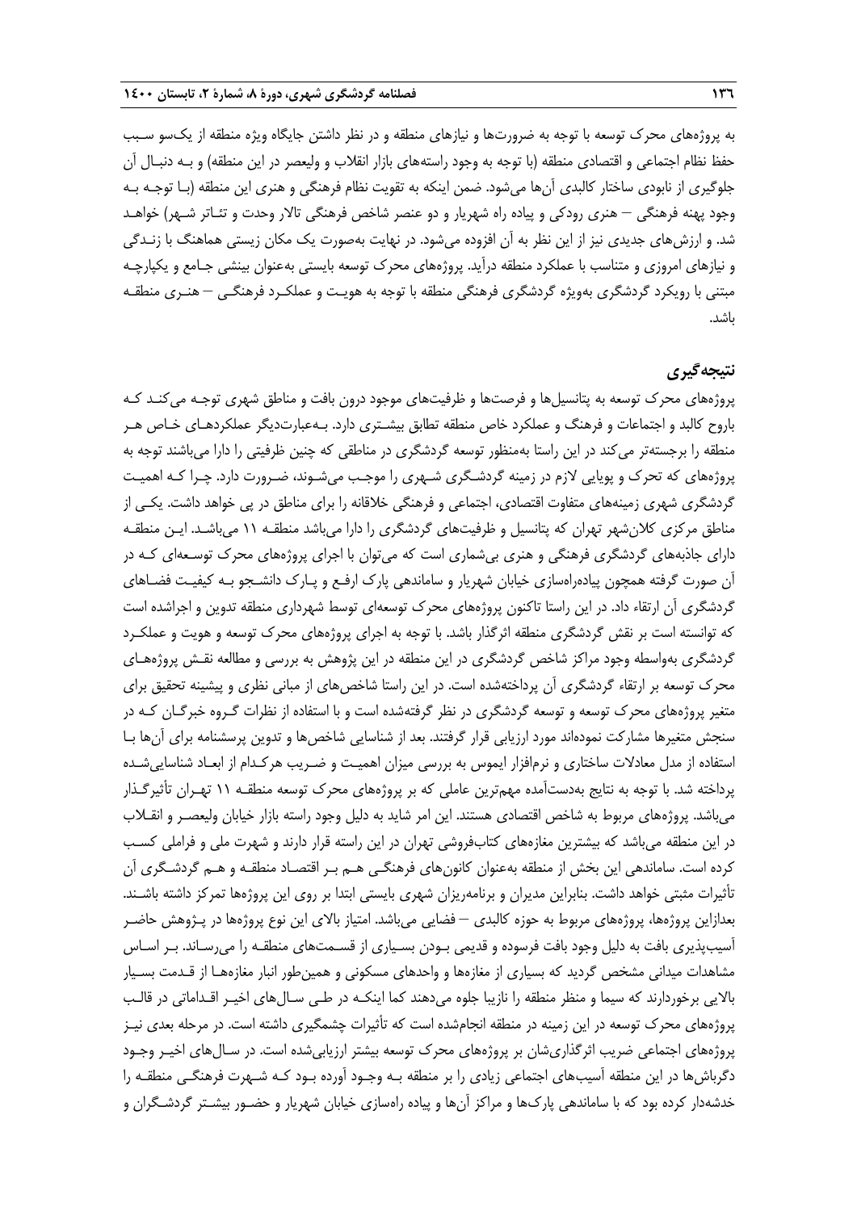به پروژه‌های محرک توسعه با توجه به ضرورت‌ها و نیازهای منطقه و در نظر داشتن جایگاه ویژه منطقه از یک‌سو سبب حفظ نظام اجتماعی و اقتصادی منطقه (با توجه به وجود راسته‌های بازار انقلاب و ولیعصر در این منطقه) و بـه دنبـال آن جلوگیری از نابودی ساختار کالبدی آن‌ها می‌شود. ضمن اینکه به تقویت نظام فرهنگی و هنری این منطقه (بـا توجـه بـه وجود پهنه فرهنگی – هنری رودکی و پیاده راه شهریار و دو عنصر شاخص فرهنگی تالار وحدت و تئـاتر شـهر) خواهـد شد. و ارزش‌های جدیدی نیز از این نظر به آن افزوده می‌شود. در نهایت به‌صورت یک مکان زیستی هماهنگ با زنـدگی و نیازهای امروزی و متناسب با عملکرد منطقه درآید. پروژه‌های محرک توسعه بایستی به‌عنوان بینشی جـامع و یکپارچـه مبتنی با رویکرد گردشگری به‌ویژه گردشگری فرهنگی منطقه با توجه به هویـت و عملکـرد فرهنگـی – هنـری منطقـه باشد.

## نتیجه‌گیری

پروژه‌های محرک توسعه به پتانسیل‌ها و فرصت‌ها و ظرفیت‌های موجود درون بافت و مناطق شهری توجـه می‌کنـد کـه باروح کالبد و اجتماعات و فرهنگ و عملکرد خاص منطقه تطابق بیشـتری دارد. بـه‌عبارت‌دیگر عملکردهـای خـاص هـر منطقه را برجسته‌تر می‌کند در این راستا به‌منظور توسعه گردشگری در مناطقی که چنین ظرفیتی را دارا می‌باشند توجه به پروژه‌های که تحرک و پویایی لازم در زمینه گردشـگری شـهری را موجـب می‌شـوند، ضـرورت دارد. چـرا کـه اهمیـت گردشگری شهری زمینه‌های متفاوت اقتصادی، اجتماعی و فرهنگی خلاقانه را برای مناطق در پی خواهد داشت. یکـی از مناطق مرکزی کلان‌شهر تهران که پتانسیل و ظرفیت‌های گردشگری را دارا می‌باشد منطقـه ۱۱ می‌باشـد. ایـن منطقـه دارای جاذبه‌های گردشگری فرهنگی و هنری بی‌شماری است که می‌توان با اجرای پروژه‌های محرک توسـعه‌ای کـه در آن صورت گرفته همچون پیاده‌راه‌سازی خیابان شهریار و ساماندهی پارک ارفـع و پـارک دانشـجو بـه کیفیـت فضـاهای گردشگری آن ارتقاء داد. در این راستا تاکنون پروژه‌های محرک توسعه‌ای توسط شهرداری منطقه تدوین و اجراشده است که توانسته است بر نقش گردشگری منطقه اثرگذار باشد. با توجه به اجرای پروژه‌های محرک توسعه و هویت و عملکـرد گردشگری به‌واسطه وجود مراکز شاخص گردشگری در این منطقه در این پژوهش به بررسی و مطالعه نقـش پروژه‌هـای محرک توسعه بر ارتقاء گردشگری آن پرداخته‌شده است. در این راستا شاخص‌های از مبانی نظری و پیشینه تحقیق برای متغیر پروژه‌های محرک توسعه و توسعه گردشگری در نظر گرفته‌شده است و با استفاده از نظرات گـروه خبرگـان کـه در سنجش متغیرها مشارکت نموده‌اند مورد ارزیابی قرار گرفتند. بعد از شناسایی شاخص‌ها و تدوین پرسشنامه برای آن‌ها بـا استفاده از مدل معادلات ساختاری و نرم‌افزار ایموس به بررسی میزان اهمیـت و ضـریب هرکـدام از ابعـاد شناسایی‌شـده پرداخته شد. با توجه به نتایج به‌دست‌آمده مهم‌ترین عاملی که بر پروژه‌های محرک توسعه منطقـه ۱۱ تهـران تأثیرگـذار می‌باشد. پروژه‌های مربوط به شاخص اقتصادی هستند. این امر شاید به دلیل وجود راسته بازار خیابان ولیعصـر و انقـلاب در این منطقه می‌باشد که بیشترین مغازه‌های کتاب‌فروشی تهران در این راسته قرار دارند و شهرت ملی و فراملی کسـب کرده است. ساماندهی این بخش از منطقه به‌عنوان کانون‌های فرهنگـی هـم بـر اقتصـاد منطقـه و هـم گردشـگری آن تأثیرات مثبتی خواهد داشت. بنابراین مدیران و برنامه‌ریزان شهری بایستی ابتدا بر روی این پروژه‌ها تمرکز داشته باشـند. بعدازاین پروژه‌ها، پروژه‌های مربوط به حوزه کالبدی – فضایی می‌باشد. امتیاز بالای این نوع پروژه‌ها در پـژوهش حاضـر آسیب‌پذیری بافت به دلیل وجود بافت فرسوده و قدیمی بـودن بسـیاری از قسـمت‌های منطقـه را می‌رسـاند. بـر اسـاس مشاهدات میدانی مشخص گردید که بسیاری از مغازه‌ها و واحدهای مسکونی و همین‌طور انبار مغازه‌هـا از قـدمت بسـیار بالایی برخوردارند که سیما و منظر منطقه را نازیبا جلوه می‌دهند کما اینکـه در طـی سـال‌های اخیـر اقـداماتی در قالـب پروژه‌های محرک توسعه در این زمینه در منطقه انجام‌شده است که تأثیرات چشمگیری داشته است. در مرحله بعدی نیـز پروژه‌های اجتماعی ضریب اثرگذاری‌شان بر پروژه‌های محرک توسعه بیشتر ارزیابی‌شده است. در سـال‌های اخیـر وجـود دگرباش‌ها در این منطقه آسیب‌های اجتماعی زیادی را بر منطقه بـه وجـود آورده بـود کـه شـهرت فرهنگـی منطقـه را خدشه‌دار کرده بود که با ساماندهی پارک‌ها و مراکز آن‌ها و پیاده راه‌سازی خیابان شهریار و حضـور بیشـتر گردشـگران و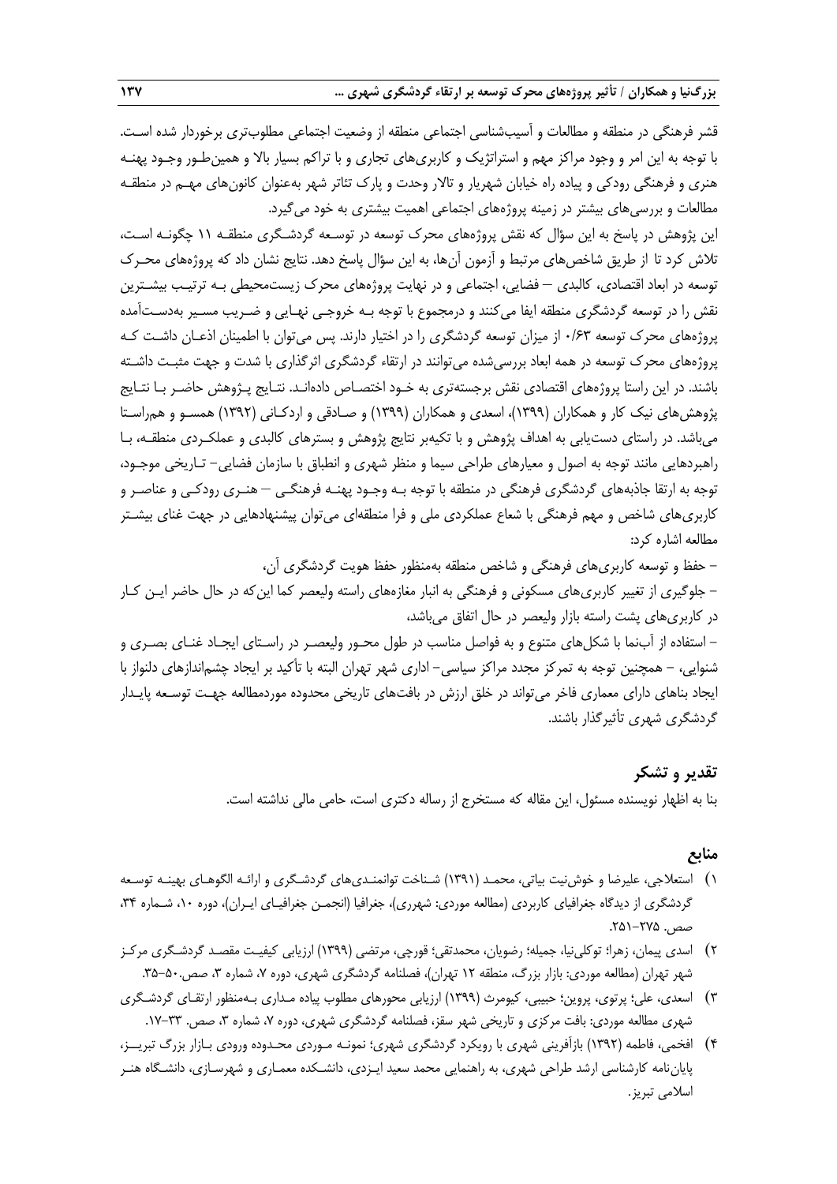قشر فرهنگی در منطقه و مطالعات و آسیب‌شناسی اجتماعی منطقه از وضعیت اجتماعی مطلوب‌تری برخوردار شده است. با توجه به این امر و وجود مراکز مهم و استراتژیک و کاربری‌های تجاری و با تراکم بسیار بالا و همین‌طور وجود پهنه هنری و فرهنگی رودکی و پیاده راه خیابان شهریار و تالار وحدت و پارک تئاتر شهر به‌عنوان کانون‌های مهم در منطقه مطالعات و بررسی‌های بیشتر در زمینه پروژه‌های اجتماعی اهمیت بیشتری به خود می‌گیرد.

این پژوهش در پاسخ به این سؤال که نقش پروژه‌های محرک توسعه در توسعه گردشگری منطقه ۱۱ چگونه است، تلاش کرد تا از طریق شاخص‌های مرتبط و آزمون آن‌ها، به این سؤال پاسخ دهد. نتایج نشان داد که پروژه‌های محرک توسعه در ابعاد اقتصادی، کالبدی – فضایی، اجتماعی و در نهایت پروژه‌های محرک زیست‌محیطی به ترتیب بیشترین نقش را در توسعه گردشگری منطقه ایفا می‌کنند و درمجموع با توجه به خروجی نهایی و ضریب مسیر به‌دست‌آمده پروژه‌های محرک توسعه ۰/۶۳ از میزان توسعه گردشگری را در اختیار دارند. پس می‌توان با اطمینان اذعان داشت که پروژه‌های محرک توسعه در همه ابعاد بررسی‌شده می‌توانند در ارتقاء گردشگری اثرگذاری با شدت و جهت مثبت داشته باشند. در این راستا پروژه‌های اقتصادی نقش برجسته‌تری به خود اختصاص داده‌اند. نتایج پژوهش حاضر با نتایج پژوهش‌های نیک کار و همکاران (۱۳۹۹)، اسعدی و همکاران (۱۳۹۹) و صادقی و اردکانی (۱۳۹۲) همسو و هم‌راستا می‌باشد. در راستای دست‌یابی به اهداف پژوهش و با تکیه‌بر نتایج پژوهش و بسترهای کالبدی و عملکردی منطقه، با راهبردهایی مانند توجه به اصول و معیارهای طراحی سیما و منظر شهری و انطباق با سازمان فضایی- تاریخی موجود، توجه به ارتقا جاذبه‌های گردشگری فرهنگی در منطقه با توجه به وجود پهنه فرهنگی – هنری رودکی و عناصر و کاربری‌های شاخص و مهم فرهنگی با شعاع عملکردی ملی و فرا منطقه‌ای می‌توان پیشنهادهایی در جهت غنای بیشتر مطالعه اشاره کرد:

- حفظ و توسعه کاربری‌های فرهنگی و شاخص منطقه به‌منظور حفظ هویت گردشگری آن،
- جلوگیری از تغییر کاربری‌های مسکونی و فرهنگی به انبار مغازه‌های راسته ولیعصر کما این‌که در حال حاضر این کار در کاربری‌های پشت راسته بازار ولیعصر در حال اتفاق می‌باشد،
- استفاده از آب‌نما با شکل‌های متنوع و به فواصل مناسب در طول محور ولیعصر در راستای ایجاد غنای بصری و شنوایی، - همچنین توجه به تمرکز مجدد مراکز سیاسی- اداری شهر تهران البته با تأکید بر ایجاد چشم‌اندازهای دلنواز با ایجاد بناهای دارای معماری فاخر می‌تواند در خلق ارزش در بافت‌های تاریخی محدوده موردمطالعه جهت توسعه پایدار گردشگری شهری تأثیرگذار باشند.

## تقدیر و تشکر

بنا به اظهار نویسنده مسئول، این مقاله که مستخرج از رساله دکتری است، حامی مالی نداشته است.

## منابع

۱) استعلاجی، علیرضا و خوش‌نیت بیاتی، محمد (۱۳۹۱) شناخت توانمندی‌های گردشگری و ارائه الگوهای بهینه توسعه گردشگری از دیدگاه جغرافیای کاربردی (مطالعه موردی: شهرری)، جغرافیا (انجمن جغرافیای ایران)، دوره ۱۰، شماره ۳۴، صص. ۲۷۵-۲۵۱.

۲) اسدی پیمان، زهرا؛ توکلی‌نیا، جمیله؛ رضویان، محمدتقی؛ قورچی، مرتضی (۱۳۹۹) ارزیابی کیفیت مقصد گردشگری مرکز شهر تهران (مطالعه موردی: بازار بزرگ، منطقه ۱۲ تهران)، فصلنامه گردشگری شهری، دوره ۷، شماره ۳، صص.۵۰-۳۵.

۳) اسعدی، علی؛ پرتوی، پروین؛ حبیبی، کیومرث (۱۳۹۹) ارزیابی محورهای مطلوب پیاده مداری به‌منظور ارتقای گردشگری شهری مطالعه موردی: بافت مرکزی و تاریخی شهر سقز، فصلنامه گردشگری شهری، دوره ۷، شماره ۳، صص. ۳۳-۱۷.

۴) افخمی، فاطمه (۱۳۹۲) بازآفرینی شهری با رویکرد گردشگری شهری؛ نمونه موردی محدوده ورودی بازار بزرگ تبریز، پایان‌نامه کارشناسی ارشد طراحی شهری، به راهنمایی محمد سعید ایزدی، دانشکده معماری و شهرسازی، دانشگاه هنر اسلامی تبریز.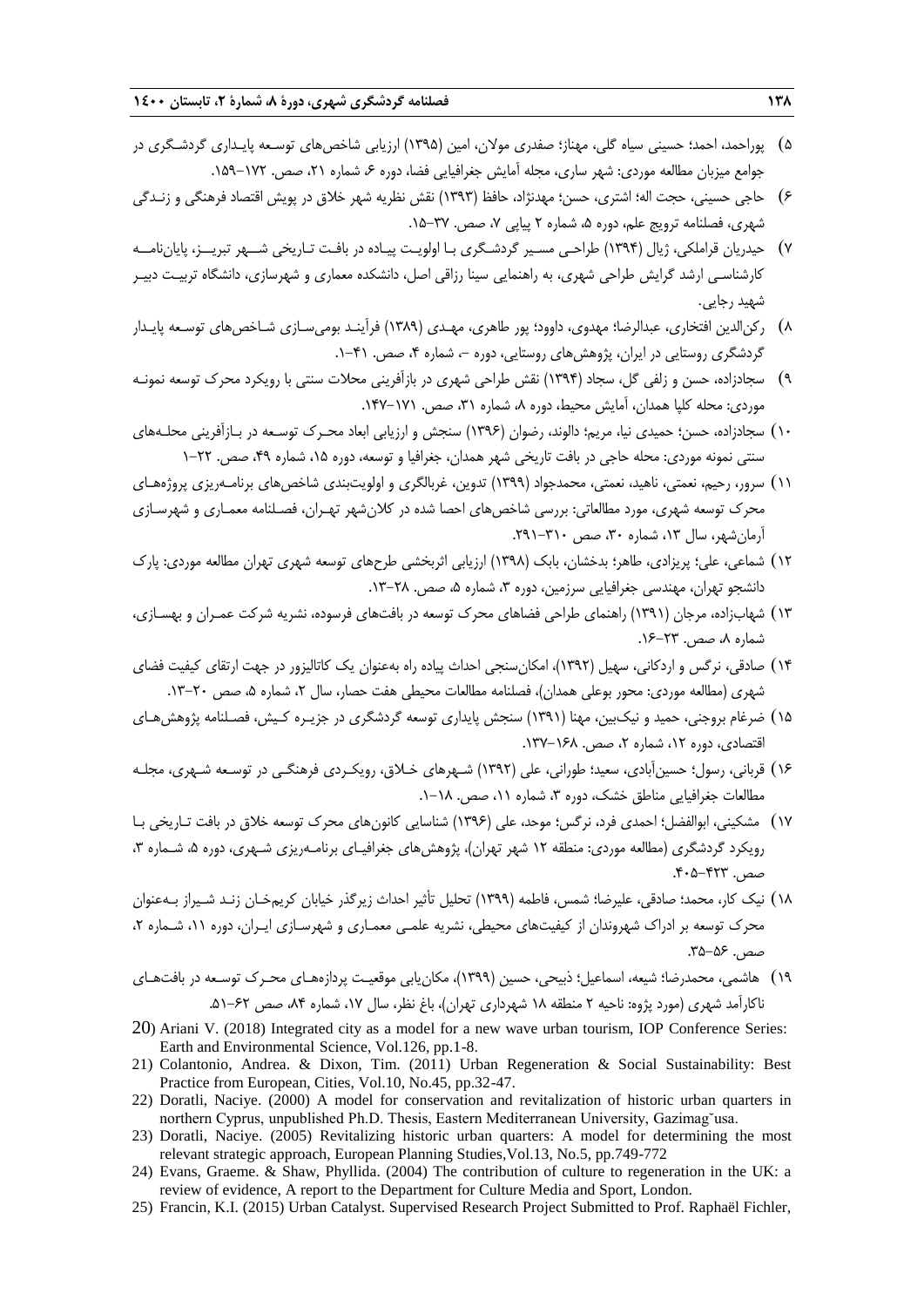۵) پوراحمد، احمد؛ حسینی سیاه گلی، مهناز؛ صفدری مولان، امین (۱۳۹۵) ارزیابی شاخص‌های توسعه پایداری گردشگری در جوامع میزبان مطالعه موردی: شهر ساری، مجله آمایش جغرافیایی فضا، دوره ۶، شماره ۲۱، صص. ۱۷۲-۱۵۹.

۶) حاجی حسینی، حجت اله؛ اشتری، حسن؛ مهدنژاد، حافظ (۱۳۹۳) نقش نظریه شهر خلاق در پویش اقتصاد فرهنگی و زندگی شهری، فصلنامه ترویج علم، دوره ۵، شماره ۲ پیاپی ۷، صص. ۳۷-۱۵.

۷) حیدریان قراملکی، ژیال (۱۳۹۴) طراحی مسیر گردشگری با اولویت پیاده در بافت تاریخی شهر تبریز، پایان‌نامه کارشناسی ارشد گرایش طراحی شهری، به راهنمایی سینا رزاقی اصل، دانشکده معماری و شهرسازی، دانشگاه تربیت دبیر شهید رجایی.

۸) رکن‌الدین افتخاری، عبدالرضا؛ مهدوی، داوود؛ پور طاهری، مهدی (۱۳۸۹) فرآیند بومی‌سازی شاخص‌های توسعه پایدار گردشگری روستایی در ایران، پژوهش‌های روستایی، دوره -، شماره ۴، صص. ۴۱-۱.

۹) سجادزاده، حسن و زلفی گل، سجاد (۱۳۹۴) نقش طراحی شهری در بازآفرینی محلات سنتی با رویکرد محرک توسعه نمونه موردی: محله کلپا همدان، آمایش محیط، دوره ۸، شماره ۳۱، صص. ۱۷۱-۱۴۷.

۱۰) سجادزاده، حسن؛ حمیدی نیا، مریم؛ دالوند، رضوان (۱۳۹۶) سنجش و ارزیابی ابعاد محرک توسعه در بازآفرینی محله‌های سنتی نمونه موردی: محله حاجی در بافت تاریخی شهر همدان، جغرافیا و توسعه، دوره ۱۵، شماره ۴۹، صص. ۲۲-۱

۱۱) سرور، رحیم، نعمتی، ناهید، نعمتی، محمدجواد (۱۳۹۹) تدوین، غربالگری و اولویت‌بندی شاخص‌های برنامه‌ریزی پروژه‌های محرک توسعه شهری، مورد مطالعاتی: بررسی شاخص‌های احصا شده در کلان‌شهر تهران، فصلنامه معماری و شهرسازی آرمان‌شهر، سال ۱۳، شماره ۳۰، صص ۳۱۰-۲۹۱.

۱۲) شماعی، علی؛ پریزادی، طاهر؛ بدخشان، بابک (۱۳۹۸) ارزیابی اثربخشی طرح‌های توسعه شهری تهران مطالعه موردی: پارک دانشجو تهران، مهندسی جغرافیایی سرزمین، دوره ۳، شماره ۵، صص. ۲۸-۱۳.

۱۳) شهاب‌زاده، مرجان (۱۳۹۱) راهنمای طراحی فضاهای محرک توسعه در بافت‌های فرسوده، نشریه شرکت عمران و بهسازی، شماره ۸، صص. ۲۳-۱۶.

۱۴) صادقی، نرگس و اردکانی، سهیل (۱۳۹۲)، امکان‌سنجی احداث پیاده راه به‌عنوان یک کاتالیزور در جهت ارتقای کیفیت فضای شهری (مطالعه موردی: محور بوعلی همدان)، فصلنامه مطالعات محیطی هفت حصار، سال ۲، شماره ۵، صص ۲۰-۱۳.

۱۵) ضرغام بروجنی، حمید و نیک‌بین، مهنا (۱۳۹۱) سنجش پایداری توسعه گردشگری در جزیره کیش، فصلنامه پژوهش‌های اقتصادی، دوره ۱۲، شماره ۲، صص. ۱۶۸-۱۳۷.

۱۶) قربانی، رسول؛ حسین‌آبادی، سعید؛ طورانی، علی (۱۳۹۲) شهرهای خلاق، رویکردی فرهنگی در توسعه شهری، مجله مطالعات جغرافیایی مناطق خشک، دوره ۳، شماره ۱۱، صص. ۱۸-۱.

۱۷) مشکینی، ابوالفضل؛ احمدی فرد، نرگس؛ موحد، علی (۱۳۹۶) شناسایی کانون‌های محرک توسعه خلاق در بافت تاریخی با رویکرد گردشگری (مطالعه موردی: منطقه ۱۲ شهر تهران)، پژوهش‌های جغرافیای برنامه‌ریزی شهری، دوره ۵، شماره ۳، صص. ۴۲۳-۴۰۵.

۱۸) نیک کار، محمد؛ صادقی، علیرضا؛ شمس، فاطمه (۱۳۹۹) تحلیل تأثیر احداث زیرگذر خیابان کریم‌خان زند شیراز به‌عنوان محرک توسعه بر ادراک شهروندان از کیفیت‌های محیطی، نشریه علمی معماری و شهرسازی ایران، دوره ۱۱، شماره ۲، صص. ۵۶-۳۵.

۱۹) هاشمی، محمدرضا؛ شیعه، اسماعیل؛ ذبیحی، حسین (۱۳۹۹)، مکان‌یابی موقعیت پردازه‌های محرک توسعه در بافت‌های ناکارآمد شهری (مورد پژوه: ناحیه ۲ منطقه ۱۸ شهرداری تهران)، باغ نظر، سال ۱۷، شماره ۸۴، صص ۶۲-۵۱.

20) Ariani V. (2018) Integrated city as a model for a new wave urban tourism, IOP Conference Series: Earth and Environmental Science, Vol.126, pp.1-8.

21) Colantonio, Andrea. & Dixon, Tim. (2011) Urban Regeneration & Social Sustainability: Best Practice from European, Cities, Vol.10, No.45, pp.32-47.

22) Doratli, Naciye. (2000) A model for conservation and revitalization of historic urban quarters in northern Cyprus, unpublished Ph.D. Thesis, Eastern Mediterranean University, Gazimag˘usa.

23) Doratli, Naciye. (2005) Revitalizing historic urban quarters: A model for determining the most relevant strategic approach, European Planning Studies,Vol.13, No.5, pp.749-772

24) Evans, Graeme. & Shaw, Phyllida. (2004) The contribution of culture to regeneration in the UK: a review of evidence, A report to the Department for Culture Media and Sport, London.

25) Francin, K.I. (2015) Urban Catalyst. Supervised Research Project Submitted to Prof. Raphaël Fichler,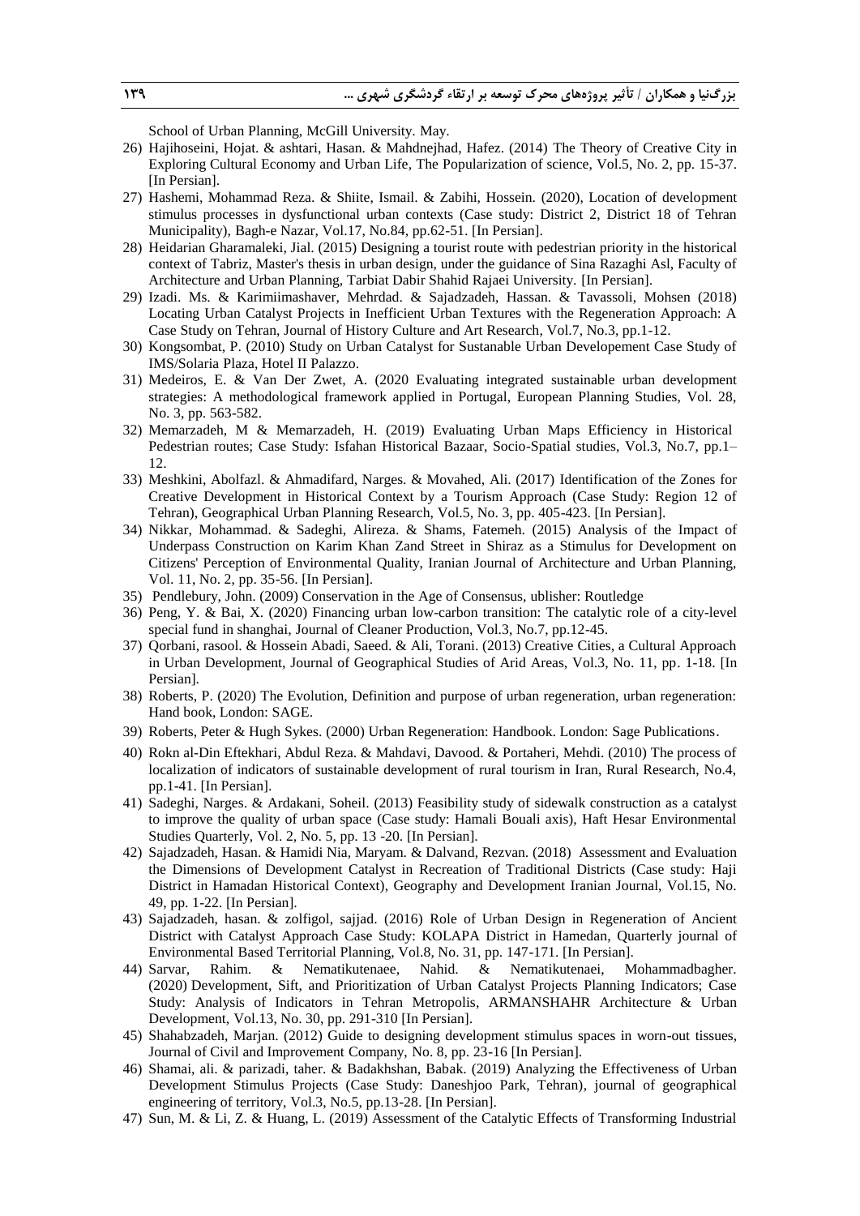School of Urban Planning, McGill University. May.

26) Hajihoseini, Hojat. & ashtari, Hasan. & Mahdnejhad, Hafez. (2014) The Theory of Creative City in Exploring Cultural Economy and Urban Life, The Popularization of science, Vol.5, No. 2, pp. 15-37. [In Persian].
27) Hashemi, Mohammad Reza. & Shiite, Ismail. & Zabihi, Hossein. (2020), Location of development stimulus processes in dysfunctional urban contexts (Case study: District 2, District 18 of Tehran Municipality), Bagh-e Nazar, Vol.17, No.84, pp.62-51. [In Persian].
28) Heidarian Gharamaleki, Jial. (2015) Designing a tourist route with pedestrian priority in the historical context of Tabriz, Master's thesis in urban design, under the guidance of Sina Razaghi Asl, Faculty of Architecture and Urban Planning, Tarbiat Dabir Shahid Rajaei University. [In Persian].
29) Izadi. Ms. & Karimiimashaver, Mehrdad. & Sajadzadeh, Hassan. & Tavassoli, Mohsen (2018) Locating Urban Catalyst Projects in Inefficient Urban Textures with the Regeneration Approach: A Case Study on Tehran, Journal of History Culture and Art Research, Vol.7, No.3, pp.1-12.
30) Kongsombat, P. (2010) Study on Urban Catalyst for Sustanable Urban Developement Case Study of IMS/Solaria Plaza, Hotel II Palazzo.
31) Medeiros, E. & Van Der Zwet, A. (2020 Evaluating integrated sustainable urban development strategies: A methodological framework applied in Portugal, European Planning Studies, Vol. 28, No. 3, pp. 563-582.
32) Memarzadeh, M & Memarzadeh, H. (2019) Evaluating Urban Maps Efficiency in Historical Pedestrian routes; Case Study: Isfahan Historical Bazaar, Socio-Spatial studies, Vol.3, No.7, pp.1–12.
33) Meshkini, Abolfazl. & Ahmadifard, Narges. & Movahed, Ali. (2017) Identification of the Zones for Creative Development in Historical Context by a Tourism Approach (Case Study: Region 12 of Tehran), Geographical Urban Planning Research, Vol.5, No. 3, pp. 405-423. [In Persian].
34) Nikkar, Mohammad. & Sadeghi, Alireza. & Shams, Fatemeh. (2015) Analysis of the Impact of Underpass Construction on Karim Khan Zand Street in Shiraz as a Stimulus for Development on Citizens' Perception of Environmental Quality, Iranian Journal of Architecture and Urban Planning, Vol. 11, No. 2, pp. 35-56. [In Persian].
35) Pendlebury, John. (2009) Conservation in the Age of Consensus, ublisher: Routledge
36) Peng, Y. & Bai, X. (2020) Financing urban low-carbon transition: The catalytic role of a city-level special fund in shanghai, Journal of Cleaner Production, Vol.3, No.7, pp.12-45.
37) Qorbani, rasool. & Hossein Abadi, Saeed. & Ali, Torani. (2013) Creative Cities, a Cultural Approach in Urban Development, Journal of Geographical Studies of Arid Areas, Vol.3, No. 11, pp. 1-18. [In Persian].
38) Roberts, P. (2020) The Evolution, Definition and purpose of urban regeneration, urban regeneration: Hand book, London: SAGE.
39) Roberts, Peter & Hugh Sykes. (2000) Urban Regeneration: Handbook. London: Sage Publications.
40) Rokn al-Din Eftekhari, Abdul Reza. & Mahdavi, Davood. & Portaheri, Mehdi. (2010) The process of localization of indicators of sustainable development of rural tourism in Iran, Rural Research, No.4, pp.1-41. [In Persian].
41) Sadeghi, Narges. & Ardakani, Soheil. (2013) Feasibility study of sidewalk construction as a catalyst to improve the quality of urban space (Case study: Hamali Bouali axis), Haft Hesar Environmental Studies Quarterly, Vol. 2, No. 5, pp. 13 -20. [In Persian].
42) Sajadzadeh, Hasan. & Hamidi Nia, Maryam. & Dalvand, Rezvan. (2018) Assessment and Evaluation the Dimensions of Development Catalyst in Recreation of Traditional Districts (Case study: Haji District in Hamadan Historical Context), Geography and Development Iranian Journal, Vol.15, No. 49, pp. 1-22. [In Persian].
43) Sajadzadeh, hasan. & zolfigol, sajjad. (2016) Role of Urban Design in Regeneration of Ancient District with Catalyst Approach Case Study: KOLAPA District in Hamedan, Quarterly journal of Environmental Based Territorial Planning, Vol.8, No. 31, pp. 147-171. [In Persian].
44) Sarvar, Rahim. & Nematikutenaee, Nahid. & Nematikutenaei, Mohammadbagher. (2020) Development, Sift, and Prioritization of Urban Catalyst Projects Planning Indicators; Case Study: Analysis of Indicators in Tehran Metropolis, ARMANSHAHR Architecture & Urban Development, Vol.13, No. 30, pp. 291-310 [In Persian].
45) Shahabzadeh, Marjan. (2012) Guide to designing development stimulus spaces in worn-out tissues, Journal of Civil and Improvement Company, No. 8, pp. 23-16 [In Persian].
46) Shamai, ali. & parizadi, taher. & Badakhshan, Babak. (2019) Analyzing the Effectiveness of Urban Development Stimulus Projects (Case Study: Daneshjoo Park, Tehran), journal of geographical engineering of territory, Vol.3, No.5, pp.13-28. [In Persian].
47) Sun, M. & Li, Z. & Huang, L. (2019) Assessment of the Catalytic Effects of Transforming Industrial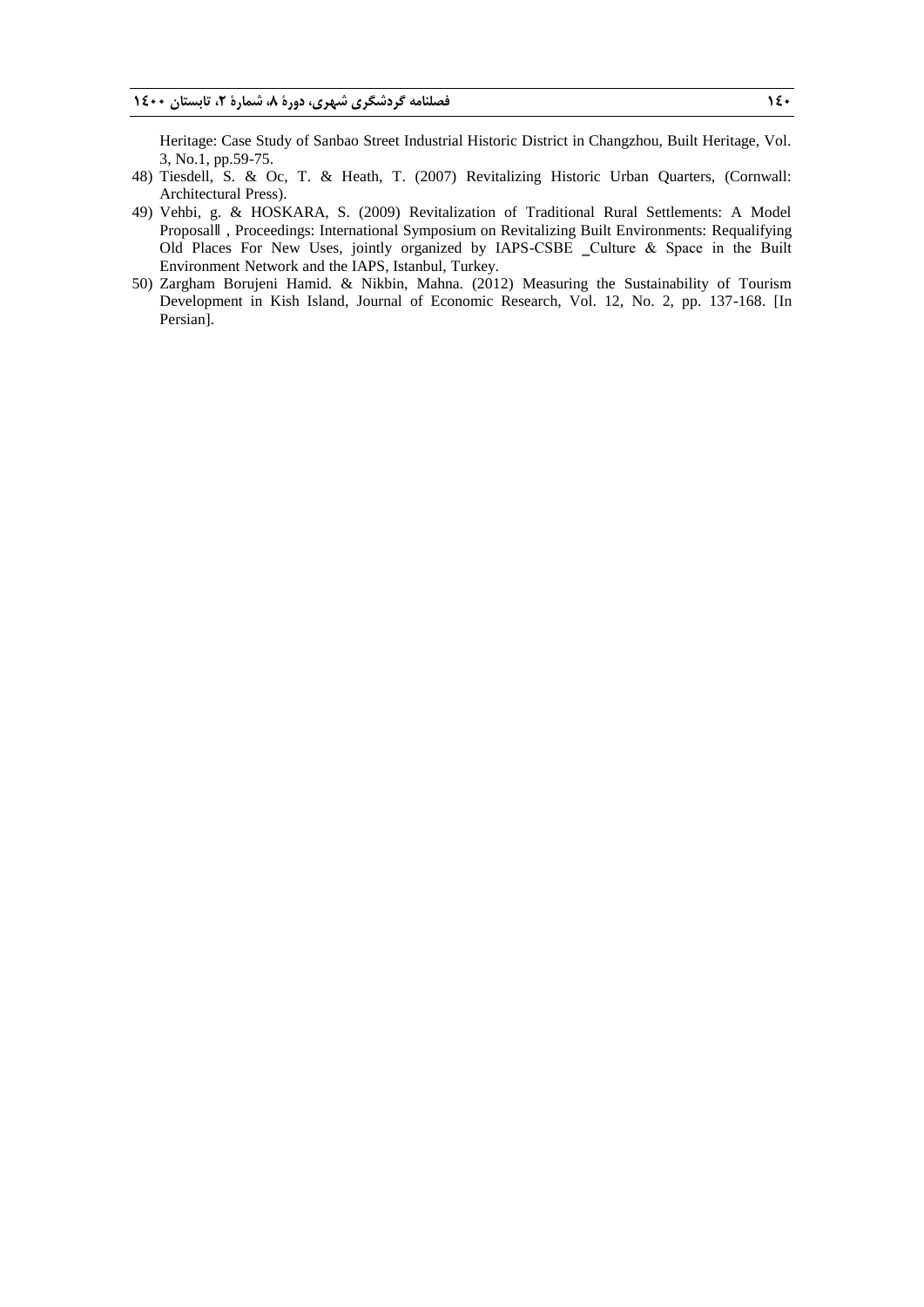Heritage: Case Study of Sanbao Street Industrial Historic District in Changzhou, Built Heritage, Vol. 3, No.1, pp.59-75.

48) Tiesdell, S. & Oc, T. & Heath, T. (2007) Revitalizing Historic Urban Quarters, (Cornwall: Architectural Press).
49) Vehbi, g. & HOSKARA, S. (2009) Revitalization of Traditional Rural Settlements: A Model Proposal‖ , Proceedings: International Symposium on Revitalizing Built Environments: Requalifying Old Places For New Uses, jointly organized by IAPS-CSBE ‗Culture & Space in the Built Environment Network and the IAPS, Istanbul, Turkey.
50) Zargham Borujeni Hamid. & Nikbin, Mahna. (2012) Measuring the Sustainability of Tourism Development in Kish Island, Journal of Economic Research, Vol. 12, No. 2, pp. 137-168. [In Persian].